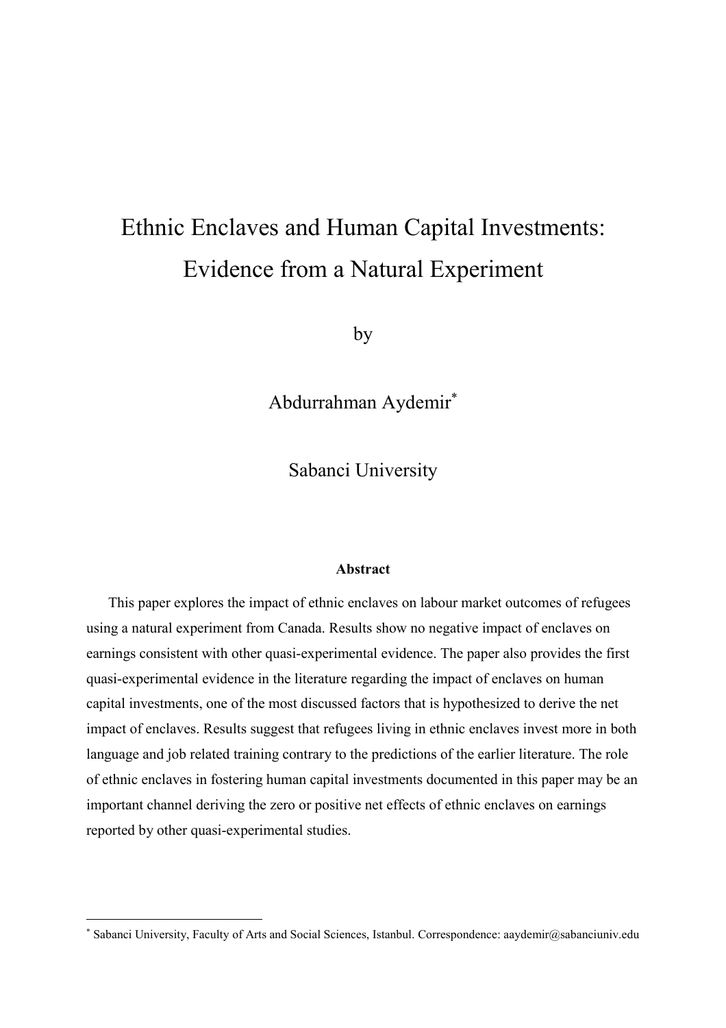# Ethnic Enclaves and Human Capital Investments: Evidence from a Natural Experiment

by

Abdurrahman Aydemir*

Sabanci University

**Abstract**

This paper explores the impact of ethnic enclaves on labour market outcomes of refugees using a natural experiment from Canada. Results show no negative impact of enclaves on earnings consistent with other quasi-experimental evidence. The paper also provides the first quasi-experimental evidence in the literature regarding the impact of enclaves on human capital investments, one of the most discussed factors that is hypothesized to derive the net impact of enclaves. Results suggest that refugees living in ethnic enclaves invest more in both language and job related training contrary to the predictions of the earlier literature. The role of ethnic enclaves in fostering human capital investments documented in this paper may be an important channel deriving the zero or positive net effects of ethnic enclaves on earnings reported by other quasi-experimental studies.

---

* Sabanci University, Faculty of Arts and Social Sciences, Istanbul. Correspondence: aaydemir@sabanciuniv.edu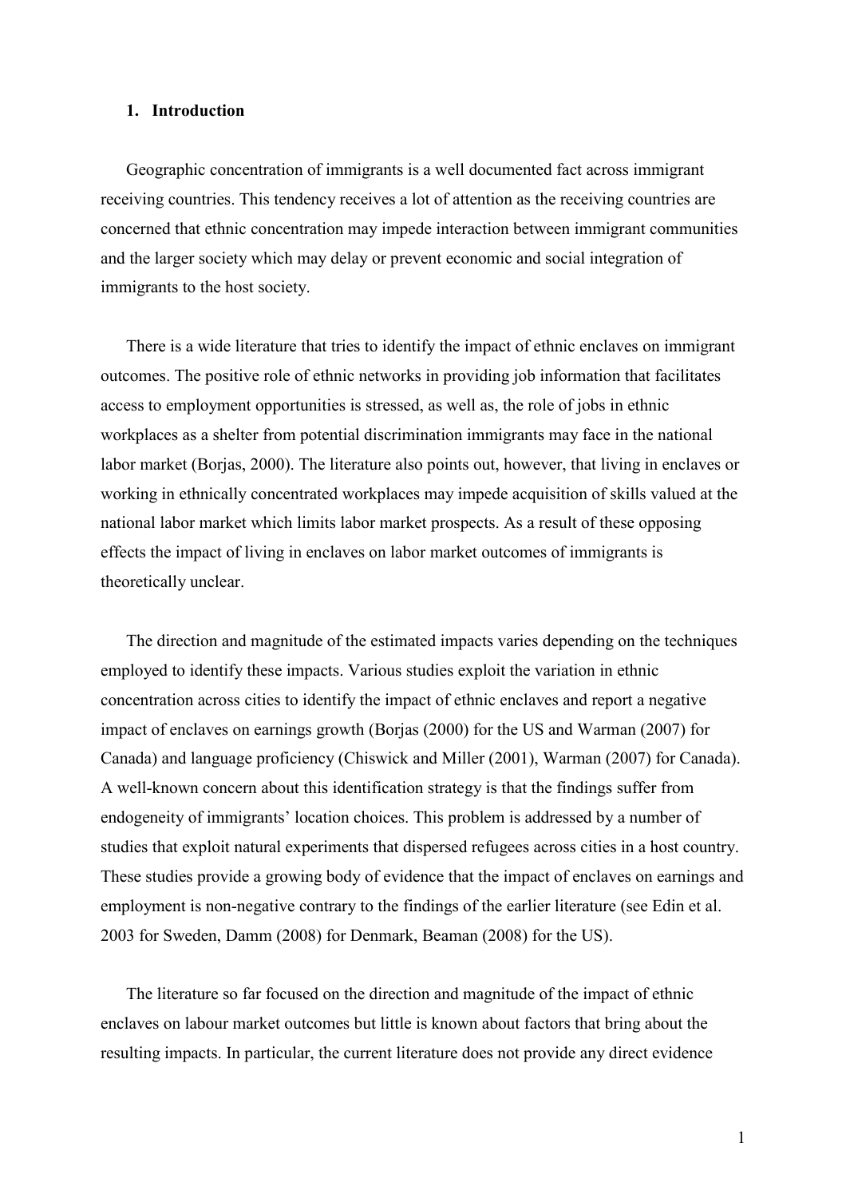## 1. Introduction

Geographic concentration of immigrants is a well documented fact across immigrant receiving countries. This tendency receives a lot of attention as the receiving countries are concerned that ethnic concentration may impede interaction between immigrant communities and the larger society which may delay or prevent economic and social integration of immigrants to the host society.

There is a wide literature that tries to identify the impact of ethnic enclaves on immigrant outcomes. The positive role of ethnic networks in providing job information that facilitates access to employment opportunities is stressed, as well as, the role of jobs in ethnic workplaces as a shelter from potential discrimination immigrants may face in the national labor market (Borjas, 2000). The literature also points out, however, that living in enclaves or working in ethnically concentrated workplaces may impede acquisition of skills valued at the national labor market which limits labor market prospects. As a result of these opposing effects the impact of living in enclaves on labor market outcomes of immigrants is theoretically unclear.

The direction and magnitude of the estimated impacts varies depending on the techniques employed to identify these impacts. Various studies exploit the variation in ethnic concentration across cities to identify the impact of ethnic enclaves and report a negative impact of enclaves on earnings growth (Borjas (2000) for the US and Warman (2007) for Canada) and language proficiency (Chiswick and Miller (2001), Warman (2007) for Canada). A well-known concern about this identification strategy is that the findings suffer from endogeneity of immigrants' location choices. This problem is addressed by a number of studies that exploit natural experiments that dispersed refugees across cities in a host country. These studies provide a growing body of evidence that the impact of enclaves on earnings and employment is non-negative contrary to the findings of the earlier literature (see Edin et al. 2003 for Sweden, Damm (2008) for Denmark, Beaman (2008) for the US).

The literature so far focused on the direction and magnitude of the impact of ethnic enclaves on labour market outcomes but little is known about factors that bring about the resulting impacts. In particular, the current literature does not provide any direct evidence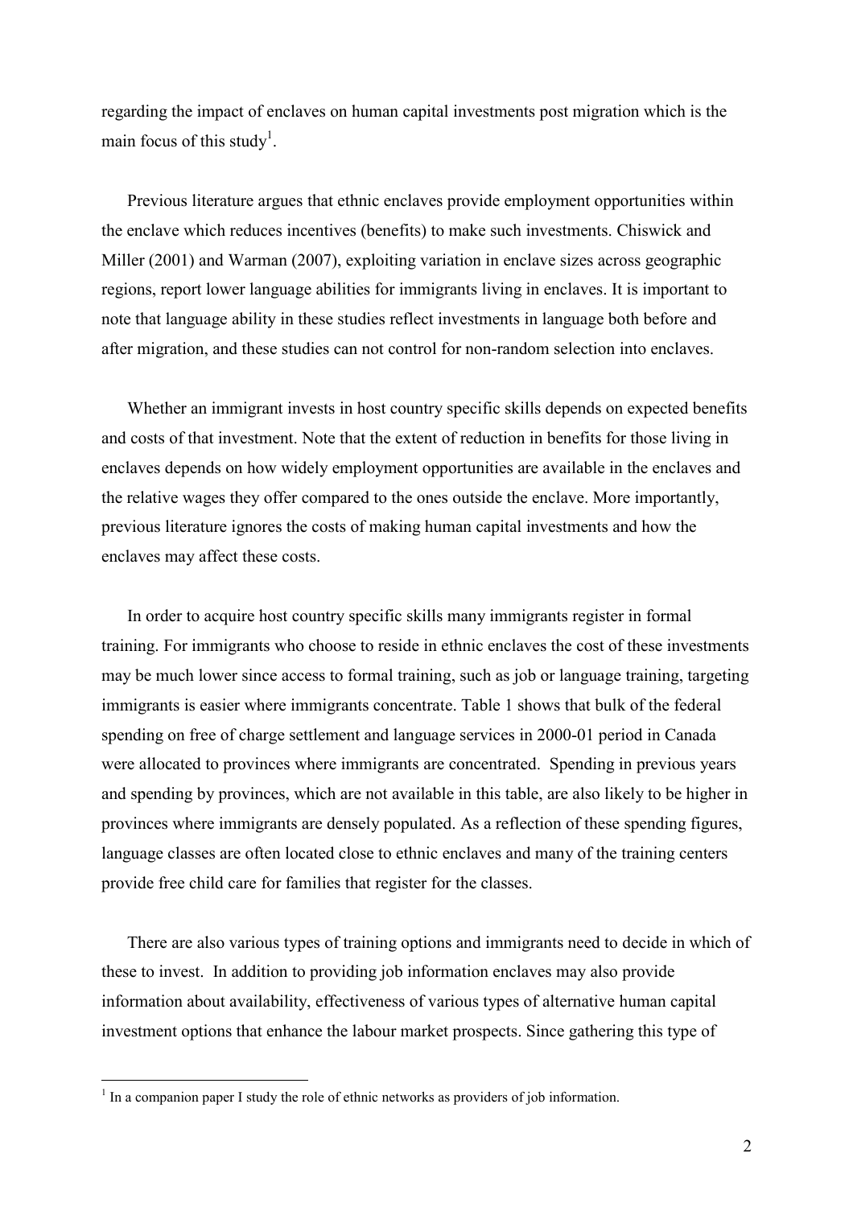regarding the impact of enclaves on human capital investments post migration which is the main focus of this study[1].

Previous literature argues that ethnic enclaves provide employment opportunities within the enclave which reduces incentives (benefits) to make such investments. Chiswick and Miller (2001) and Warman (2007), exploiting variation in enclave sizes across geographic regions, report lower language abilities for immigrants living in enclaves. It is important to note that language ability in these studies reflect investments in language both before and after migration, and these studies can not control for non-random selection into enclaves.

Whether an immigrant invests in host country specific skills depends on expected benefits and costs of that investment. Note that the extent of reduction in benefits for those living in enclaves depends on how widely employment opportunities are available in the enclaves and the relative wages they offer compared to the ones outside the enclave. More importantly, previous literature ignores the costs of making human capital investments and how the enclaves may affect these costs.

In order to acquire host country specific skills many immigrants register in formal training. For immigrants who choose to reside in ethnic enclaves the cost of these investments may be much lower since access to formal training, such as job or language training, targeting immigrants is easier where immigrants concentrate. Table 1 shows that bulk of the federal spending on free of charge settlement and language services in 2000-01 period in Canada were allocated to provinces where immigrants are concentrated. Spending in previous years and spending by provinces, which are not available in this table, are also likely to be higher in provinces where immigrants are densely populated. As a reflection of these spending figures, language classes are often located close to ethnic enclaves and many of the training centers provide free child care for families that register for the classes.

There are also various types of training options and immigrants need to decide in which of these to invest. In addition to providing job information enclaves may also provide information about availability, effectiveness of various types of alternative human capital investment options that enhance the labour market prospects. Since gathering this type of

[1] In a companion paper I study the role of ethnic networks as providers of job information.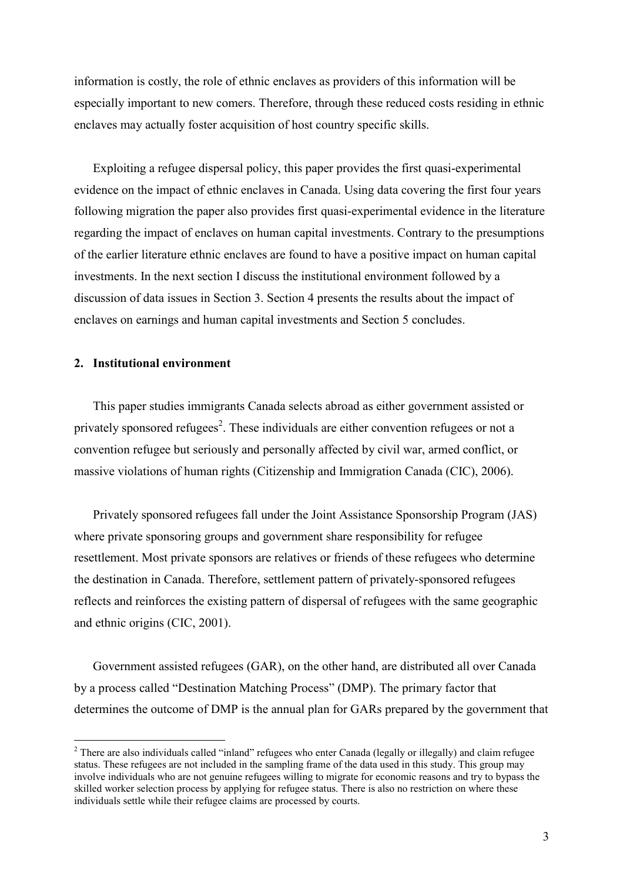information is costly, the role of ethnic enclaves as providers of this information will be especially important to new comers. Therefore, through these reduced costs residing in ethnic enclaves may actually foster acquisition of host country specific skills.

Exploiting a refugee dispersal policy, this paper provides the first quasi-experimental evidence on the impact of ethnic enclaves in Canada. Using data covering the first four years following migration the paper also provides first quasi-experimental evidence in the literature regarding the impact of enclaves on human capital investments. Contrary to the presumptions of the earlier literature ethnic enclaves are found to have a positive impact on human capital investments. In the next section I discuss the institutional environment followed by a discussion of data issues in Section 3. Section 4 presents the results about the impact of enclaves on earnings and human capital investments and Section 5 concludes.

## 2. Institutional environment

This paper studies immigrants Canada selects abroad as either government assisted or privately sponsored refugees[2]. These individuals are either convention refugees or not a convention refugee but seriously and personally affected by civil war, armed conflict, or massive violations of human rights (Citizenship and Immigration Canada (CIC), 2006).

Privately sponsored refugees fall under the Joint Assistance Sponsorship Program (JAS) where private sponsoring groups and government share responsibility for refugee resettlement. Most private sponsors are relatives or friends of these refugees who determine the destination in Canada. Therefore, settlement pattern of privately-sponsored refugees reflects and reinforces the existing pattern of dispersal of refugees with the same geographic and ethnic origins (CIC, 2001).

Government assisted refugees (GAR), on the other hand, are distributed all over Canada by a process called "Destination Matching Process" (DMP). The primary factor that determines the outcome of DMP is the annual plan for GARs prepared by the government that

[2] There are also individuals called "inland" refugees who enter Canada (legally or illegally) and claim refugee status. These refugees are not included in the sampling frame of the data used in this study. This group may involve individuals who are not genuine refugees willing to migrate for economic reasons and try to bypass the skilled worker selection process by applying for refugee status. There is also no restriction on where these individuals settle while their refugee claims are processed by courts.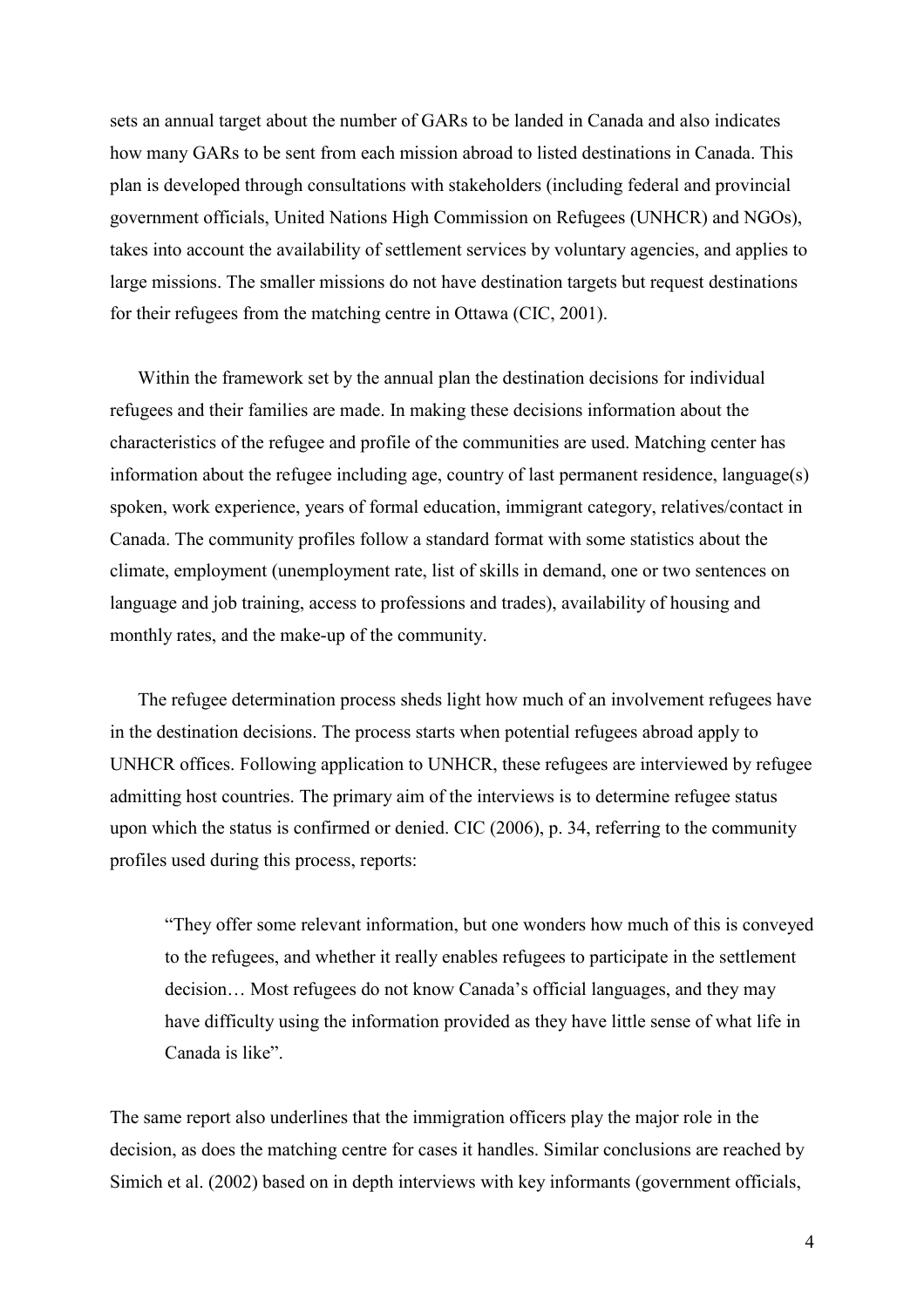sets an annual target about the number of GARs to be landed in Canada and also indicates how many GARs to be sent from each mission abroad to listed destinations in Canada. This plan is developed through consultations with stakeholders (including federal and provincial government officials, United Nations High Commission on Refugees (UNHCR) and NGOs), takes into account the availability of settlement services by voluntary agencies, and applies to large missions. The smaller missions do not have destination targets but request destinations for their refugees from the matching centre in Ottawa (CIC, 2001).

Within the framework set by the annual plan the destination decisions for individual refugees and their families are made. In making these decisions information about the characteristics of the refugee and profile of the communities are used. Matching center has information about the refugee including age, country of last permanent residence, language(s) spoken, work experience, years of formal education, immigrant category, relatives/contact in Canada. The community profiles follow a standard format with some statistics about the climate, employment (unemployment rate, list of skills in demand, one or two sentences on language and job training, access to professions and trades), availability of housing and monthly rates, and the make-up of the community.

The refugee determination process sheds light how much of an involvement refugees have in the destination decisions. The process starts when potential refugees abroad apply to UNHCR offices. Following application to UNHCR, these refugees are interviewed by refugee admitting host countries. The primary aim of the interviews is to determine refugee status upon which the status is confirmed or denied. CIC (2006), p. 34, referring to the community profiles used during this process, reports:

> "They offer some relevant information, but one wonders how much of this is conveyed to the refugees, and whether it really enables refugees to participate in the settlement decision… Most refugees do not know Canada's official languages, and they may have difficulty using the information provided as they have little sense of what life in Canada is like".

The same report also underlines that the immigration officers play the major role in the decision, as does the matching centre for cases it handles. Similar conclusions are reached by Simich et al. (2002) based on in depth interviews with key informants (government officials,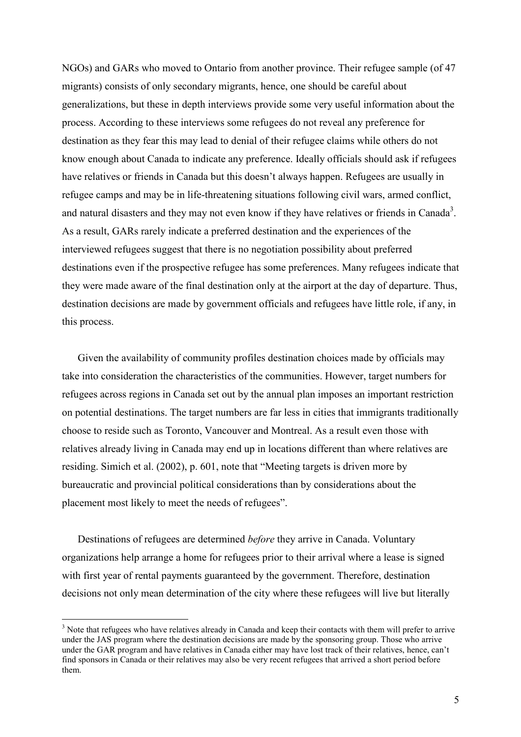NGOs) and GARs who moved to Ontario from another province. Their refugee sample (of 47 migrants) consists of only secondary migrants, hence, one should be careful about generalizations, but these in depth interviews provide some very useful information about the process. According to these interviews some refugees do not reveal any preference for destination as they fear this may lead to denial of their refugee claims while others do not know enough about Canada to indicate any preference. Ideally officials should ask if refugees have relatives or friends in Canada but this doesn't always happen. Refugees are usually in refugee camps and may be in life-threatening situations following civil wars, armed conflict, and natural disasters and they may not even know if they have relatives or friends in Canada[3]. As a result, GARs rarely indicate a preferred destination and the experiences of the interviewed refugees suggest that there is no negotiation possibility about preferred destinations even if the prospective refugee has some preferences. Many refugees indicate that they were made aware of the final destination only at the airport at the day of departure. Thus, destination decisions are made by government officials and refugees have little role, if any, in this process.

Given the availability of community profiles destination choices made by officials may take into consideration the characteristics of the communities. However, target numbers for refugees across regions in Canada set out by the annual plan imposes an important restriction on potential destinations. The target numbers are far less in cities that immigrants traditionally choose to reside such as Toronto, Vancouver and Montreal. As a result even those with relatives already living in Canada may end up in locations different than where relatives are residing. Simich et al. (2002), p. 601, note that "Meeting targets is driven more by bureaucratic and provincial political considerations than by considerations about the placement most likely to meet the needs of refugees".

Destinations of refugees are determined *before* they arrive in Canada. Voluntary organizations help arrange a home for refugees prior to their arrival where a lease is signed with first year of rental payments guaranteed by the government. Therefore, destination decisions not only mean determination of the city where these refugees will live but literally

---

[3] Note that refugees who have relatives already in Canada and keep their contacts with them will prefer to arrive under the JAS program where the destination decisions are made by the sponsoring group. Those who arrive under the GAR program and have relatives in Canada either may have lost track of their relatives, hence, can't find sponsors in Canada or their relatives may also be very recent refugees that arrived a short period before them.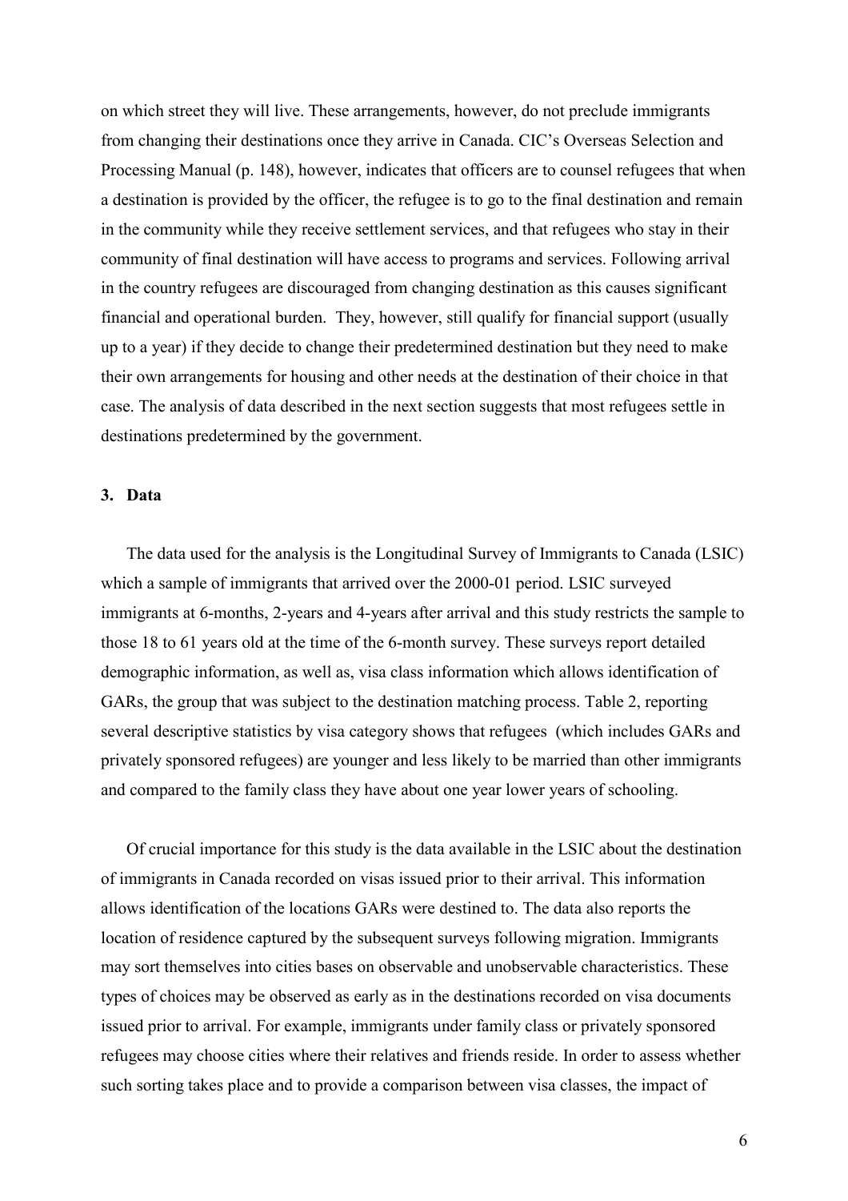on which street they will live. These arrangements, however, do not preclude immigrants from changing their destinations once they arrive in Canada. CIC's Overseas Selection and Processing Manual (p. 148), however, indicates that officers are to counsel refugees that when a destination is provided by the officer, the refugee is to go to the final destination and remain in the community while they receive settlement services, and that refugees who stay in their community of final destination will have access to programs and services. Following arrival in the country refugees are discouraged from changing destination as this causes significant financial and operational burden. They, however, still qualify for financial support (usually up to a year) if they decide to change their predetermined destination but they need to make their own arrangements for housing and other needs at the destination of their choice in that case. The analysis of data described in the next section suggests that most refugees settle in destinations predetermined by the government.

## 3. Data

The data used for the analysis is the Longitudinal Survey of Immigrants to Canada (LSIC) which a sample of immigrants that arrived over the 2000-01 period. LSIC surveyed immigrants at 6-months, 2-years and 4-years after arrival and this study restricts the sample to those 18 to 61 years old at the time of the 6-month survey. These surveys report detailed demographic information, as well as, visa class information which allows identification of GARs, the group that was subject to the destination matching process. Table 2, reporting several descriptive statistics by visa category shows that refugees (which includes GARs and privately sponsored refugees) are younger and less likely to be married than other immigrants and compared to the family class they have about one year lower years of schooling.

Of crucial importance for this study is the data available in the LSIC about the destination of immigrants in Canada recorded on visas issued prior to their arrival. This information allows identification of the locations GARs were destined to. The data also reports the location of residence captured by the subsequent surveys following migration. Immigrants may sort themselves into cities bases on observable and unobservable characteristics. These types of choices may be observed as early as in the destinations recorded on visa documents issued prior to arrival. For example, immigrants under family class or privately sponsored refugees may choose cities where their relatives and friends reside. In order to assess whether such sorting takes place and to provide a comparison between visa classes, the impact of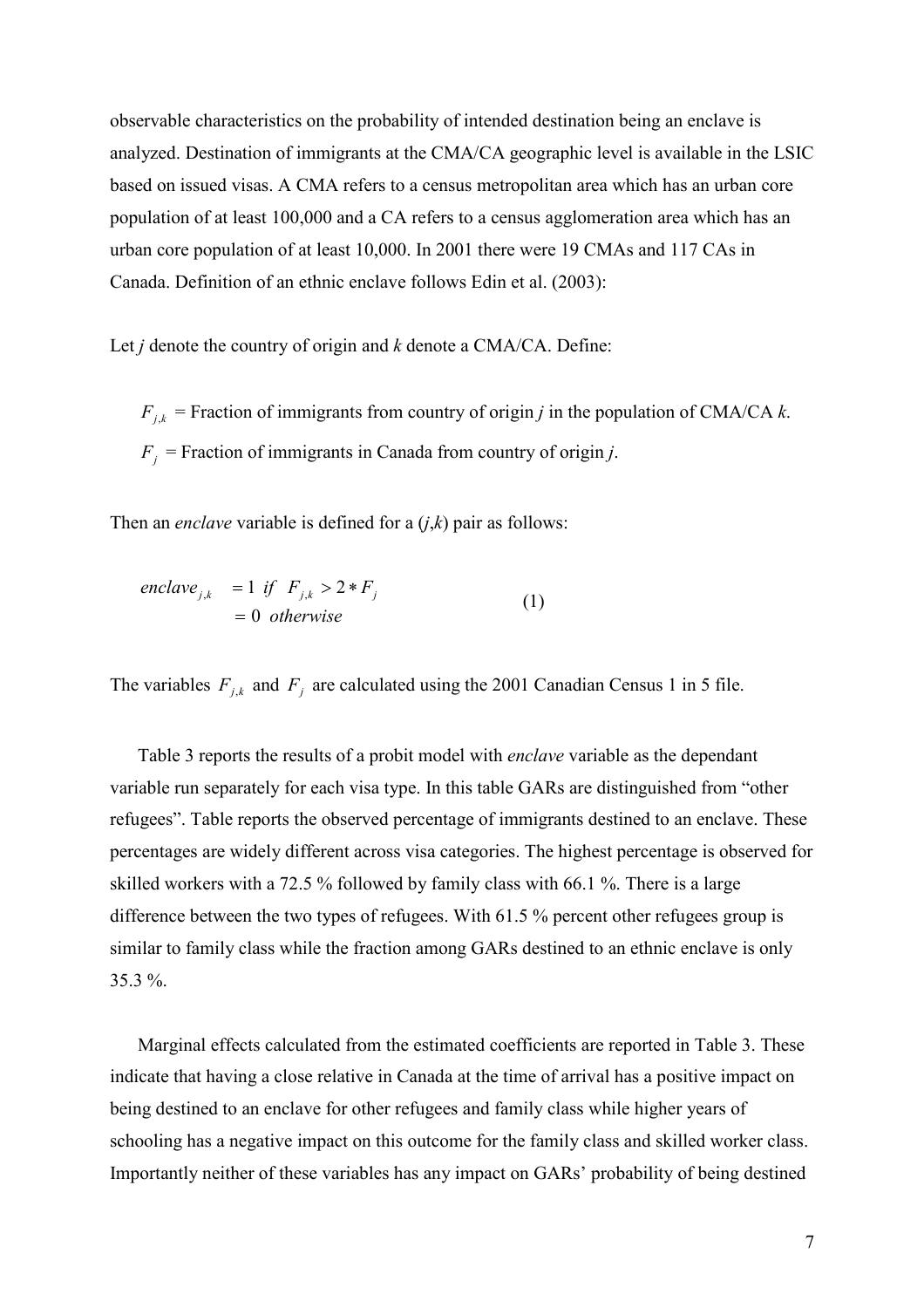observable characteristics on the probability of intended destination being an enclave is analyzed. Destination of immigrants at the CMA/CA geographic level is available in the LSIC based on issued visas. A CMA refers to a census metropolitan area which has an urban core population of at least 100,000 and a CA refers to a census agglomeration area which has an urban core population of at least 10,000. In 2001 there were 19 CMAs and 117 CAs in Canada. Definition of an ethnic enclave follows Edin et al. (2003):

Let *j* denote the country of origin and *k* denote a CMA/CA. Define:

$F_{j,k}$ = Fraction of immigrants from country of origin *j* in the population of CMA/CA *k*.

$F_j$ = Fraction of immigrants in Canada from country of origin *j*.

Then an *enclave* variable is defined for a (*j*,*k*) pair as follows:

$$
\begin{aligned}
enclave_{j,k} &= 1 \;\; if \;\; F_{j,k} > 2 * F_j \\
&= 0 \;\; otherwise
\end{aligned}
\qquad (1)
$$

The variables $F_{j,k}$ and $F_j$ are calculated using the 2001 Canadian Census 1 in 5 file.

Table 3 reports the results of a probit model with *enclave* variable as the dependant variable run separately for each visa type. In this table GARs are distinguished from “other refugees”. Table reports the observed percentage of immigrants destined to an enclave. These percentages are widely different across visa categories. The highest percentage is observed for skilled workers with a 72.5 % followed by family class with 66.1 %. There is a large difference between the two types of refugees. With 61.5 % percent other refugees group is similar to family class while the fraction among GARs destined to an ethnic enclave is only 35.3 %.

Marginal effects calculated from the estimated coefficients are reported in Table 3. These indicate that having a close relative in Canada at the time of arrival has a positive impact on being destined to an enclave for other refugees and family class while higher years of schooling has a negative impact on this outcome for the family class and skilled worker class. Importantly neither of these variables has any impact on GARs’ probability of being destined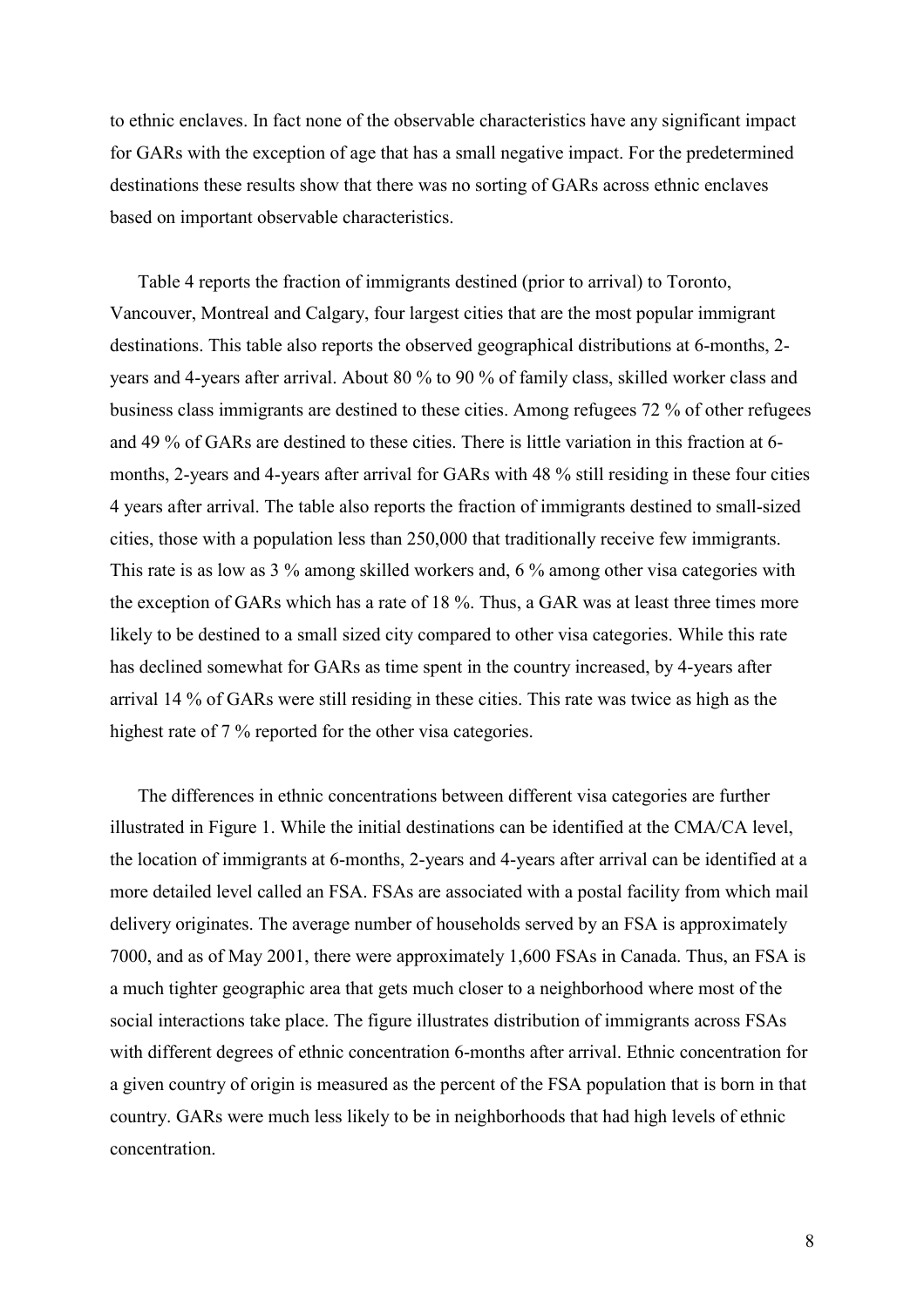to ethnic enclaves. In fact none of the observable characteristics have any significant impact for GARs with the exception of age that has a small negative impact. For the predetermined destinations these results show that there was no sorting of GARs across ethnic enclaves based on important observable characteristics.

Table 4 reports the fraction of immigrants destined (prior to arrival) to Toronto, Vancouver, Montreal and Calgary, four largest cities that are the most popular immigrant destinations. This table also reports the observed geographical distributions at 6-months, 2-years and 4-years after arrival. About 80 % to 90 % of family class, skilled worker class and business class immigrants are destined to these cities. Among refugees 72 % of other refugees and 49 % of GARs are destined to these cities. There is little variation in this fraction at 6-months, 2-years and 4-years after arrival for GARs with 48 % still residing in these four cities 4 years after arrival. The table also reports the fraction of immigrants destined to small-sized cities, those with a population less than 250,000 that traditionally receive few immigrants. This rate is as low as 3 % among skilled workers and, 6 % among other visa categories with the exception of GARs which has a rate of 18 %. Thus, a GAR was at least three times more likely to be destined to a small sized city compared to other visa categories. While this rate has declined somewhat for GARs as time spent in the country increased, by 4-years after arrival 14 % of GARs were still residing in these cities. This rate was twice as high as the highest rate of 7 % reported for the other visa categories.

The differences in ethnic concentrations between different visa categories are further illustrated in Figure 1. While the initial destinations can be identified at the CMA/CA level, the location of immigrants at 6-months, 2-years and 4-years after arrival can be identified at a more detailed level called an FSA. FSAs are associated with a postal facility from which mail delivery originates. The average number of households served by an FSA is approximately 7000, and as of May 2001, there were approximately 1,600 FSAs in Canada. Thus, an FSA is a much tighter geographic area that gets much closer to a neighborhood where most of the social interactions take place. The figure illustrates distribution of immigrants across FSAs with different degrees of ethnic concentration 6-months after arrival. Ethnic concentration for a given country of origin is measured as the percent of the FSA population that is born in that country. GARs were much less likely to be in neighborhoods that had high levels of ethnic concentration.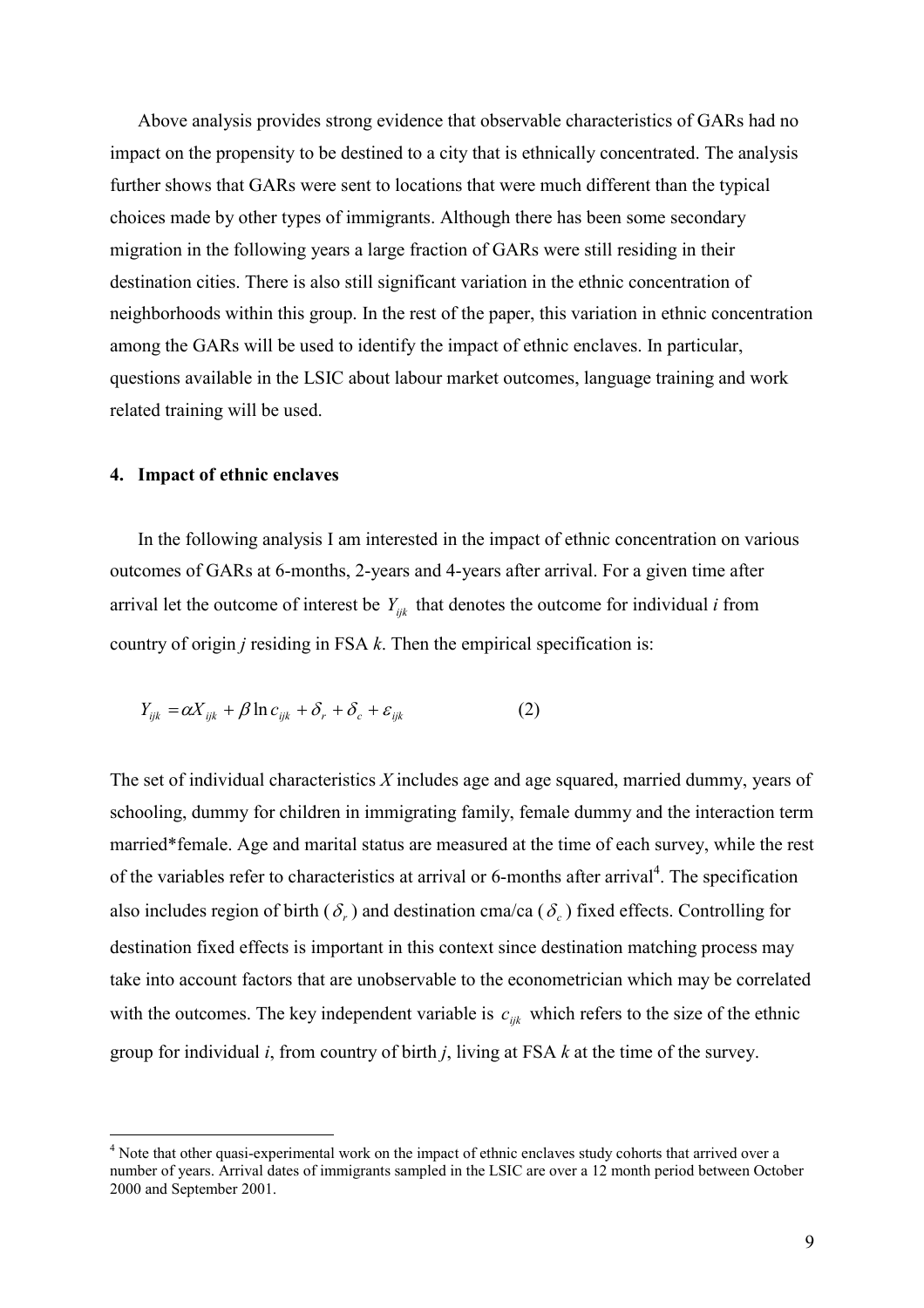Above analysis provides strong evidence that observable characteristics of GARs had no impact on the propensity to be destined to a city that is ethnically concentrated. The analysis further shows that GARs were sent to locations that were much different than the typical choices made by other types of immigrants. Although there has been some secondary migration in the following years a large fraction of GARs were still residing in their destination cities. There is also still significant variation in the ethnic concentration of neighborhoods within this group. In the rest of the paper, this variation in ethnic concentration among the GARs will be used to identify the impact of ethnic enclaves. In particular, questions available in the LSIC about labour market outcomes, language training and work related training will be used.

## 4. Impact of ethnic enclaves

In the following analysis I am interested in the impact of ethnic concentration on various outcomes of GARs at 6-months, 2-years and 4-years after arrival. For a given time after arrival let the outcome of interest be $Y_{ijk}$ that denotes the outcome for individual *i* from country of origin *j* residing in FSA *k*. Then the empirical specification is:

$$Y_{ijk} = \alpha X_{ijk} + \beta \ln c_{ijk} + \delta_r + \delta_c + \varepsilon_{ijk} \qquad (2)$$

The set of individual characteristics *X* includes age and age squared, married dummy, years of schooling, dummy for children in immigrating family, female dummy and the interaction term married*female. Age and marital status are measured at the time of each survey, while the rest of the variables refer to characteristics at arrival or 6-months after arrival[4]. The specification also includes region of birth ($\delta_r$) and destination cma/ca ($\delta_c$) fixed effects. Controlling for destination fixed effects is important in this context since destination matching process may take into account factors that are unobservable to the econometrician which may be correlated with the outcomes. The key independent variable is $c_{ijk}$ which refers to the size of the ethnic group for individual *i*, from country of birth *j*, living at FSA *k* at the time of the survey.

[4] Note that other quasi-experimental work on the impact of ethnic enclaves study cohorts that arrived over a number of years. Arrival dates of immigrants sampled in the LSIC are over a 12 month period between October 2000 and September 2001.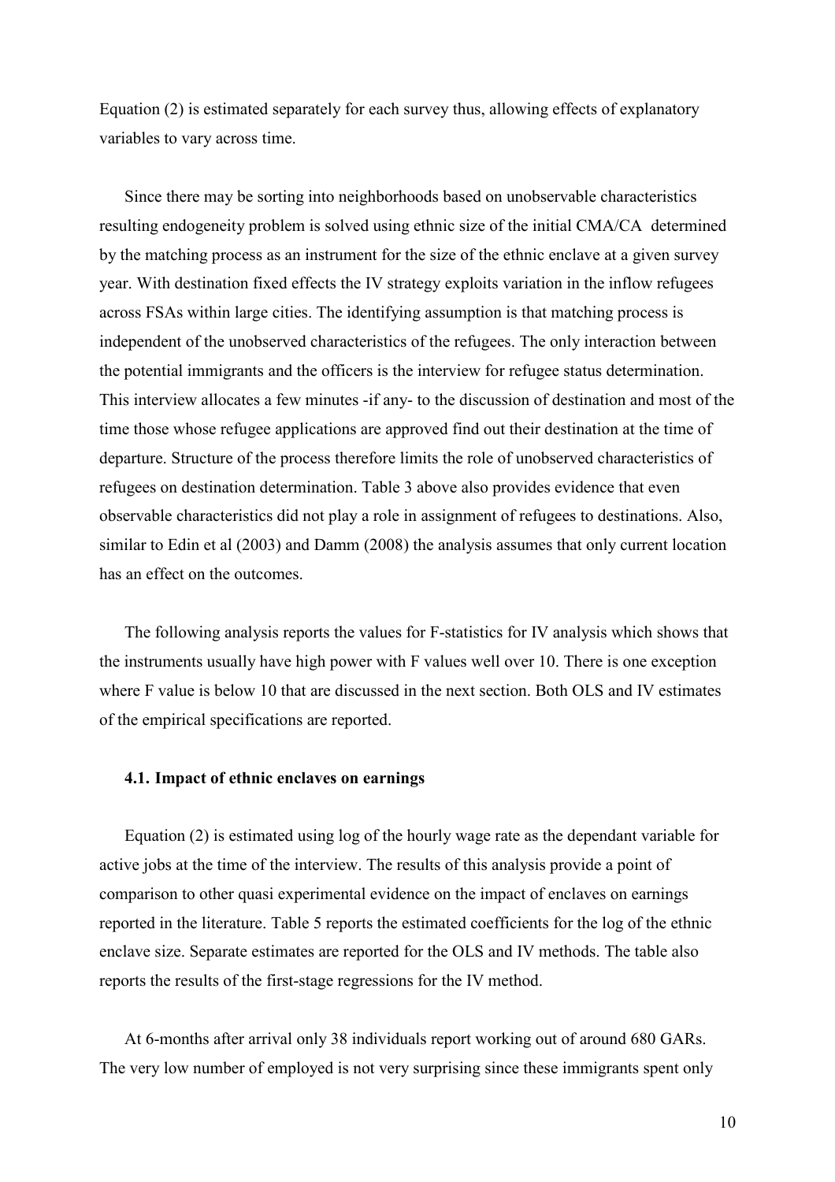Equation (2) is estimated separately for each survey thus, allowing effects of explanatory variables to vary across time.

Since there may be sorting into neighborhoods based on unobservable characteristics resulting endogeneity problem is solved using ethnic size of the initial CMA/CA determined by the matching process as an instrument for the size of the ethnic enclave at a given survey year. With destination fixed effects the IV strategy exploits variation in the inflow refugees across FSAs within large cities. The identifying assumption is that matching process is independent of the unobserved characteristics of the refugees. The only interaction between the potential immigrants and the officers is the interview for refugee status determination. This interview allocates a few minutes -if any- to the discussion of destination and most of the time those whose refugee applications are approved find out their destination at the time of departure. Structure of the process therefore limits the role of unobserved characteristics of refugees on destination determination. Table 3 above also provides evidence that even observable characteristics did not play a role in assignment of refugees to destinations. Also, similar to Edin et al (2003) and Damm (2008) the analysis assumes that only current location has an effect on the outcomes.

The following analysis reports the values for F-statistics for IV analysis which shows that the instruments usually have high power with F values well over 10. There is one exception where F value is below 10 that are discussed in the next section. Both OLS and IV estimates of the empirical specifications are reported.

### 4.1. Impact of ethnic enclaves on earnings

Equation (2) is estimated using log of the hourly wage rate as the dependant variable for active jobs at the time of the interview. The results of this analysis provide a point of comparison to other quasi experimental evidence on the impact of enclaves on earnings reported in the literature. Table 5 reports the estimated coefficients for the log of the ethnic enclave size. Separate estimates are reported for the OLS and IV methods. The table also reports the results of the first-stage regressions for the IV method.

At 6-months after arrival only 38 individuals report working out of around 680 GARs. The very low number of employed is not very surprising since these immigrants spent only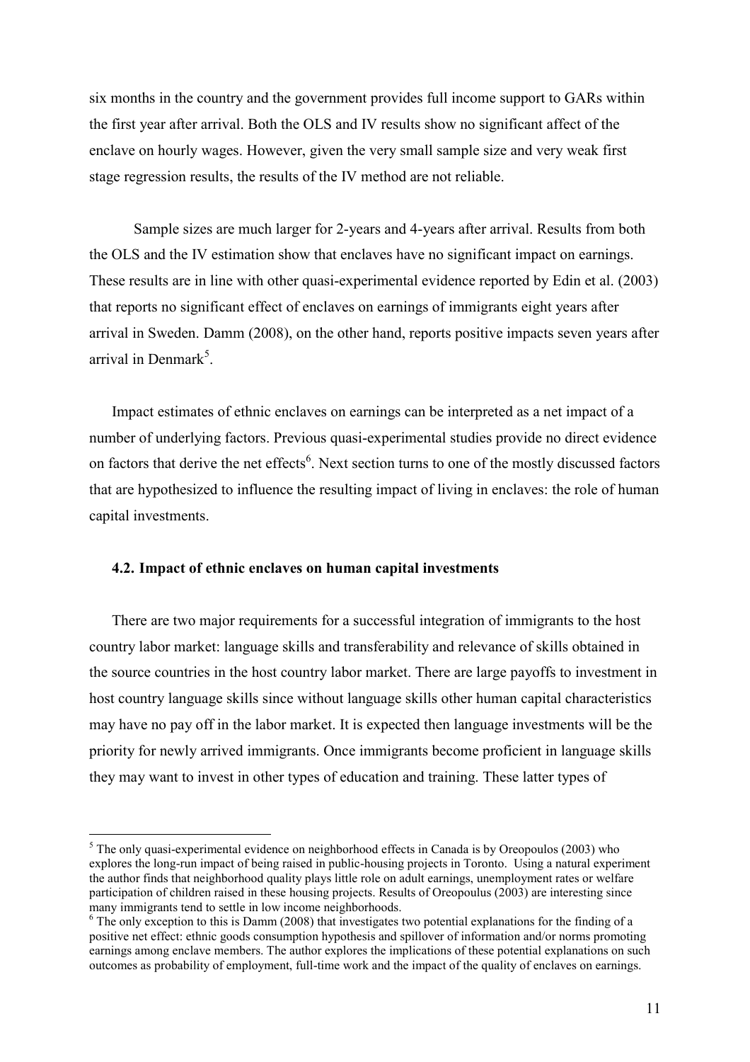six months in the country and the government provides full income support to GARs within the first year after arrival. Both the OLS and IV results show no significant affect of the enclave on hourly wages. However, given the very small sample size and very weak first stage regression results, the results of the IV method are not reliable.

Sample sizes are much larger for 2-years and 4-years after arrival. Results from both the OLS and the IV estimation show that enclaves have no significant impact on earnings. These results are in line with other quasi-experimental evidence reported by Edin et al. (2003) that reports no significant effect of enclaves on earnings of immigrants eight years after arrival in Sweden. Damm (2008), on the other hand, reports positive impacts seven years after arrival in Denmark[5].

Impact estimates of ethnic enclaves on earnings can be interpreted as a net impact of a number of underlying factors. Previous quasi-experimental studies provide no direct evidence on factors that derive the net effects[6]. Next section turns to one of the mostly discussed factors that are hypothesized to influence the resulting impact of living in enclaves: the role of human capital investments.

### 4.2. Impact of ethnic enclaves on human capital investments

There are two major requirements for a successful integration of immigrants to the host country labor market: language skills and transferability and relevance of skills obtained in the source countries in the host country labor market. There are large payoffs to investment in host country language skills since without language skills other human capital characteristics may have no pay off in the labor market. It is expected then language investments will be the priority for newly arrived immigrants. Once immigrants become proficient in language skills they may want to invest in other types of education and training. These latter types of

---

[5] The only quasi-experimental evidence on neighborhood effects in Canada is by Oreopoulos (2003) who explores the long-run impact of being raised in public-housing projects in Toronto. Using a natural experiment the author finds that neighborhood quality plays little role on adult earnings, unemployment rates or welfare participation of children raised in these housing projects. Results of Oreopoulus (2003) are interesting since many immigrants tend to settle in low income neighborhoods.

[6] The only exception to this is Damm (2008) that investigates two potential explanations for the finding of a positive net effect: ethnic goods consumption hypothesis and spillover of information and/or norms promoting earnings among enclave members. The author explores the implications of these potential explanations on such outcomes as probability of employment, full-time work and the impact of the quality of enclaves on earnings.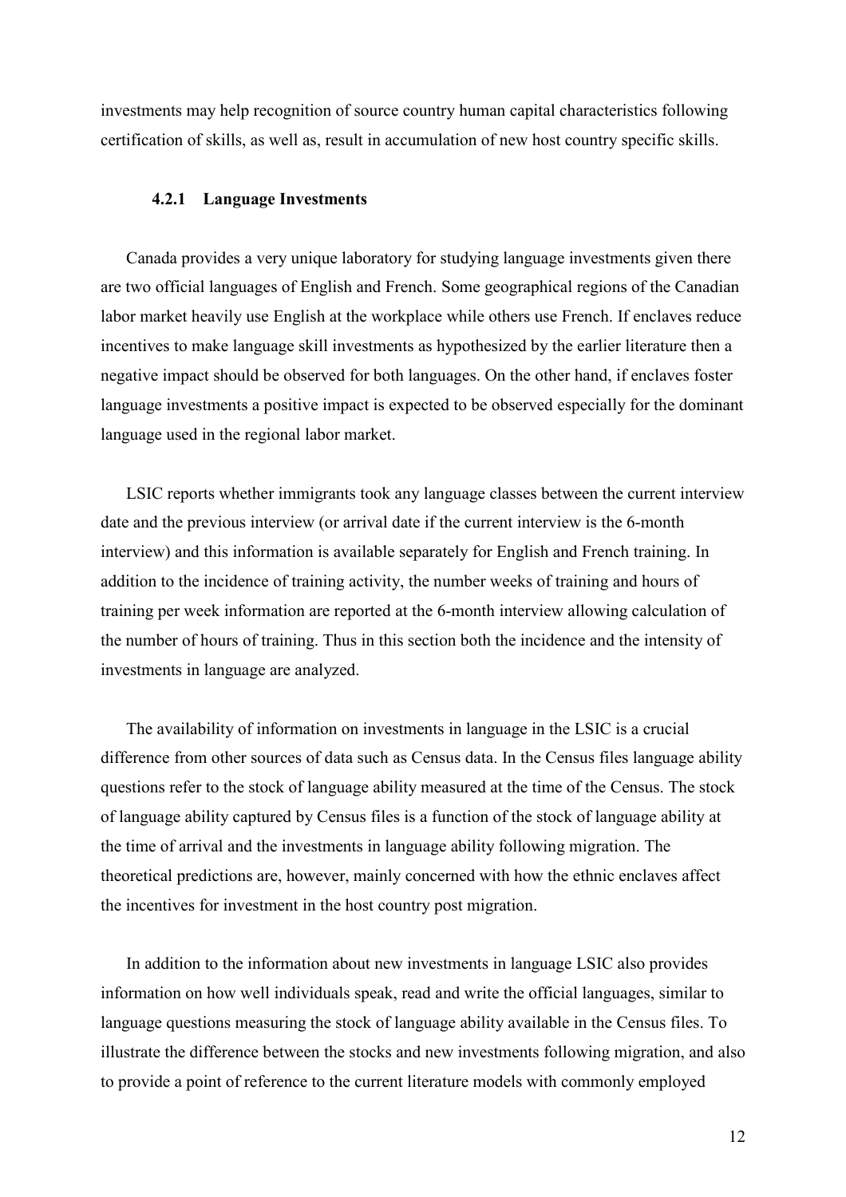investments may help recognition of source country human capital characteristics following certification of skills, as well as, result in accumulation of new host country specific skills.

### 4.2.1 Language Investments

Canada provides a very unique laboratory for studying language investments given there are two official languages of English and French. Some geographical regions of the Canadian labor market heavily use English at the workplace while others use French. If enclaves reduce incentives to make language skill investments as hypothesized by the earlier literature then a negative impact should be observed for both languages. On the other hand, if enclaves foster language investments a positive impact is expected to be observed especially for the dominant language used in the regional labor market.

LSIC reports whether immigrants took any language classes between the current interview date and the previous interview (or arrival date if the current interview is the 6-month interview) and this information is available separately for English and French training. In addition to the incidence of training activity, the number weeks of training and hours of training per week information are reported at the 6-month interview allowing calculation of the number of hours of training. Thus in this section both the incidence and the intensity of investments in language are analyzed.

The availability of information on investments in language in the LSIC is a crucial difference from other sources of data such as Census data. In the Census files language ability questions refer to the stock of language ability measured at the time of the Census. The stock of language ability captured by Census files is a function of the stock of language ability at the time of arrival and the investments in language ability following migration. The theoretical predictions are, however, mainly concerned with how the ethnic enclaves affect the incentives for investment in the host country post migration.

In addition to the information about new investments in language LSIC also provides information on how well individuals speak, read and write the official languages, similar to language questions measuring the stock of language ability available in the Census files. To illustrate the difference between the stocks and new investments following migration, and also to provide a point of reference to the current literature models with commonly employed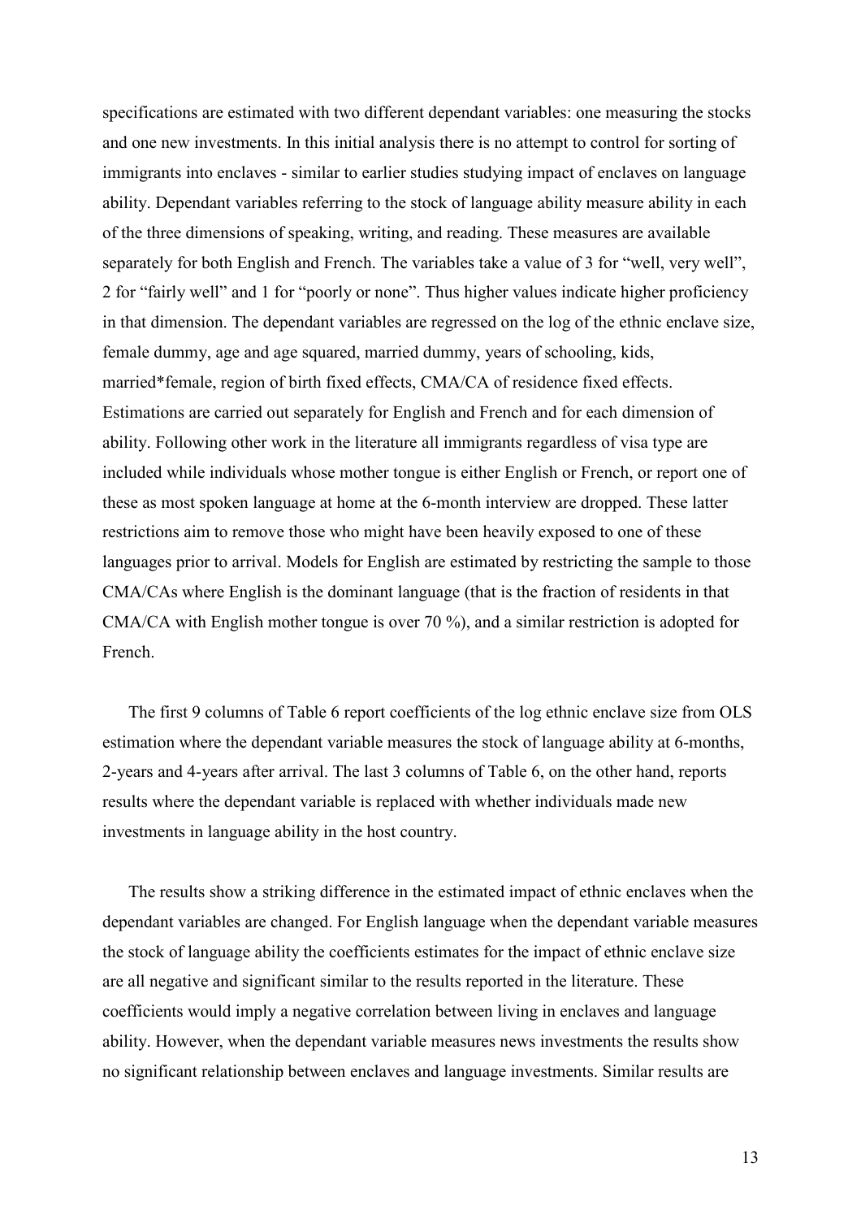specifications are estimated with two different dependant variables: one measuring the stocks and one new investments. In this initial analysis there is no attempt to control for sorting of immigrants into enclaves - similar to earlier studies studying impact of enclaves on language ability. Dependant variables referring to the stock of language ability measure ability in each of the three dimensions of speaking, writing, and reading. These measures are available separately for both English and French. The variables take a value of 3 for "well, very well", 2 for "fairly well" and 1 for "poorly or none". Thus higher values indicate higher proficiency in that dimension. The dependant variables are regressed on the log of the ethnic enclave size, female dummy, age and age squared, married dummy, years of schooling, kids, married*female, region of birth fixed effects, CMA/CA of residence fixed effects. Estimations are carried out separately for English and French and for each dimension of ability. Following other work in the literature all immigrants regardless of visa type are included while individuals whose mother tongue is either English or French, or report one of these as most spoken language at home at the 6-month interview are dropped. These latter restrictions aim to remove those who might have been heavily exposed to one of these languages prior to arrival. Models for English are estimated by restricting the sample to those CMA/CAs where English is the dominant language (that is the fraction of residents in that CMA/CA with English mother tongue is over 70 %), and a similar restriction is adopted for French.

The first 9 columns of Table 6 report coefficients of the log ethnic enclave size from OLS estimation where the dependant variable measures the stock of language ability at 6-months, 2-years and 4-years after arrival. The last 3 columns of Table 6, on the other hand, reports results where the dependant variable is replaced with whether individuals made new investments in language ability in the host country.

The results show a striking difference in the estimated impact of ethnic enclaves when the dependant variables are changed. For English language when the dependant variable measures the stock of language ability the coefficients estimates for the impact of ethnic enclave size are all negative and significant similar to the results reported in the literature. These coefficients would imply a negative correlation between living in enclaves and language ability. However, when the dependant variable measures news investments the results show no significant relationship between enclaves and language investments. Similar results are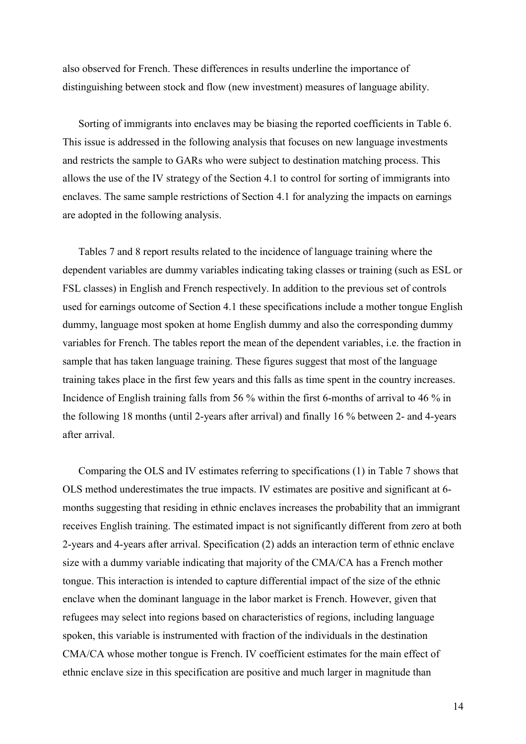also observed for French. These differences in results underline the importance of distinguishing between stock and flow (new investment) measures of language ability.

Sorting of immigrants into enclaves may be biasing the reported coefficients in Table 6. This issue is addressed in the following analysis that focuses on new language investments and restricts the sample to GARs who were subject to destination matching process. This allows the use of the IV strategy of the Section 4.1 to control for sorting of immigrants into enclaves. The same sample restrictions of Section 4.1 for analyzing the impacts on earnings are adopted in the following analysis.

Tables 7 and 8 report results related to the incidence of language training where the dependent variables are dummy variables indicating taking classes or training (such as ESL or FSL classes) in English and French respectively. In addition to the previous set of controls used for earnings outcome of Section 4.1 these specifications include a mother tongue English dummy, language most spoken at home English dummy and also the corresponding dummy variables for French. The tables report the mean of the dependent variables, i.e. the fraction in sample that has taken language training. These figures suggest that most of the language training takes place in the first few years and this falls as time spent in the country increases. Incidence of English training falls from 56 % within the first 6-months of arrival to 46 % in the following 18 months (until 2-years after arrival) and finally 16 % between 2- and 4-years after arrival.

Comparing the OLS and IV estimates referring to specifications (1) in Table 7 shows that OLS method underestimates the true impacts. IV estimates are positive and significant at 6-months suggesting that residing in ethnic enclaves increases the probability that an immigrant receives English training. The estimated impact is not significantly different from zero at both 2-years and 4-years after arrival. Specification (2) adds an interaction term of ethnic enclave size with a dummy variable indicating that majority of the CMA/CA has a French mother tongue. This interaction is intended to capture differential impact of the size of the ethnic enclave when the dominant language in the labor market is French. However, given that refugees may select into regions based on characteristics of regions, including language spoken, this variable is instrumented with fraction of the individuals in the destination CMA/CA whose mother tongue is French. IV coefficient estimates for the main effect of ethnic enclave size in this specification are positive and much larger in magnitude than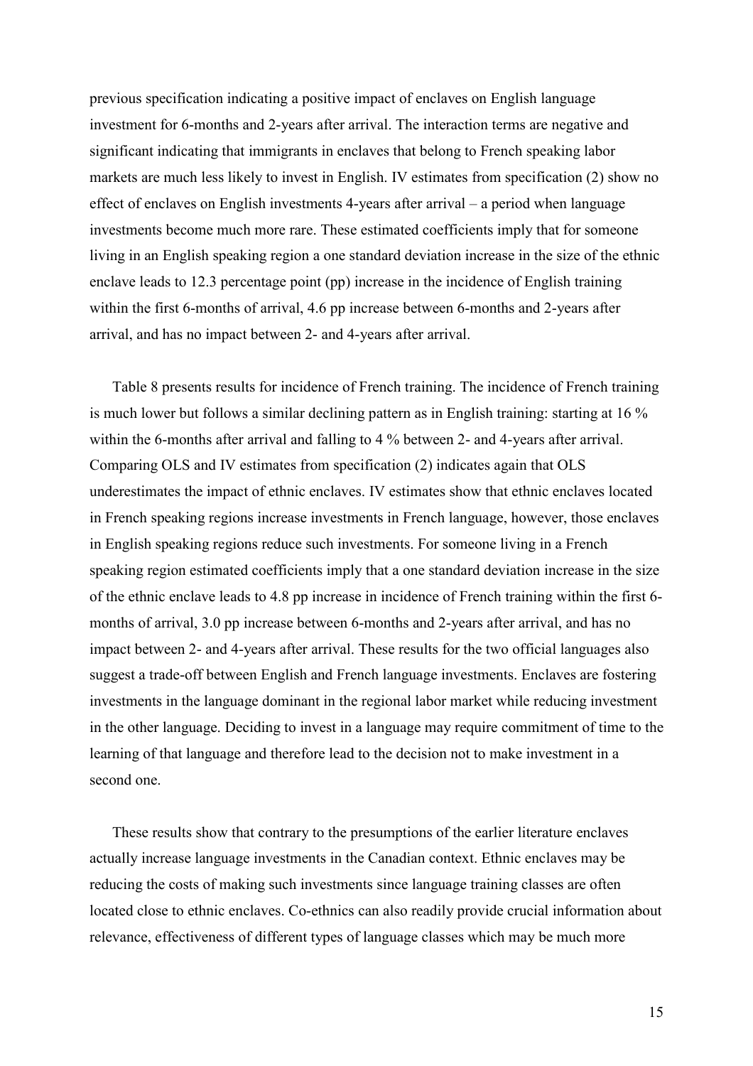previous specification indicating a positive impact of enclaves on English language investment for 6-months and 2-years after arrival. The interaction terms are negative and significant indicating that immigrants in enclaves that belong to French speaking labor markets are much less likely to invest in English. IV estimates from specification (2) show no effect of enclaves on English investments 4-years after arrival – a period when language investments become much more rare. These estimated coefficients imply that for someone living in an English speaking region a one standard deviation increase in the size of the ethnic enclave leads to 12.3 percentage point (pp) increase in the incidence of English training within the first 6-months of arrival, 4.6 pp increase between 6-months and 2-years after arrival, and has no impact between 2- and 4-years after arrival.

Table 8 presents results for incidence of French training. The incidence of French training is much lower but follows a similar declining pattern as in English training: starting at 16 % within the 6-months after arrival and falling to 4 % between 2- and 4-years after arrival. Comparing OLS and IV estimates from specification (2) indicates again that OLS underestimates the impact of ethnic enclaves. IV estimates show that ethnic enclaves located in French speaking regions increase investments in French language, however, those enclaves in English speaking regions reduce such investments. For someone living in a French speaking region estimated coefficients imply that a one standard deviation increase in the size of the ethnic enclave leads to 4.8 pp increase in incidence of French training within the first 6-months of arrival, 3.0 pp increase between 6-months and 2-years after arrival, and has no impact between 2- and 4-years after arrival. These results for the two official languages also suggest a trade-off between English and French language investments. Enclaves are fostering investments in the language dominant in the regional labor market while reducing investment in the other language. Deciding to invest in a language may require commitment of time to the learning of that language and therefore lead to the decision not to make investment in a second one.

These results show that contrary to the presumptions of the earlier literature enclaves actually increase language investments in the Canadian context. Ethnic enclaves may be reducing the costs of making such investments since language training classes are often located close to ethnic enclaves. Co-ethnics can also readily provide crucial information about relevance, effectiveness of different types of language classes which may be much more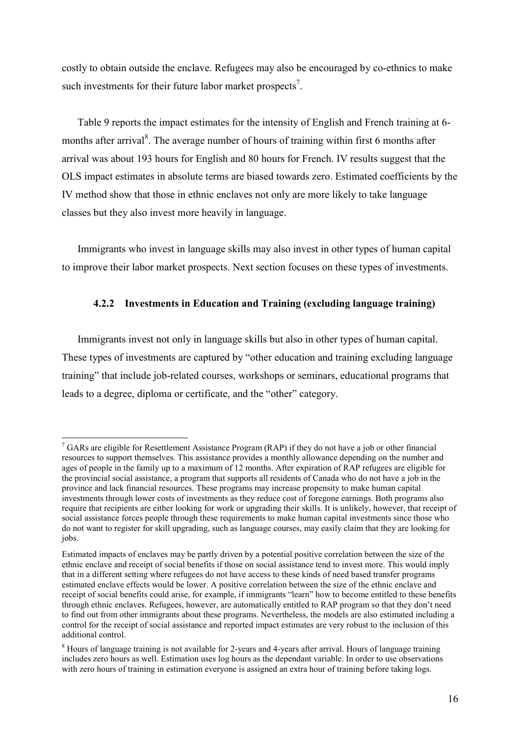costly to obtain outside the enclave. Refugees may also be encouraged by co-ethnics to make such investments for their future labor market prospects[7].

Table 9 reports the impact estimates for the intensity of English and French training at 6-months after arrival[8]. The average number of hours of training within first 6 months after arrival was about 193 hours for English and 80 hours for French. IV results suggest that the OLS impact estimates in absolute terms are biased towards zero. Estimated coefficients by the IV method show that those in ethnic enclaves not only are more likely to take language classes but they also invest more heavily in language.

Immigrants who invest in language skills may also invest in other types of human capital to improve their labor market prospects. Next section focuses on these types of investments.

### 4.2.2 Investments in Education and Training (excluding language training)

Immigrants invest not only in language skills but also in other types of human capital. These types of investments are captured by "other education and training excluding language training" that include job-related courses, workshops or seminars, educational programs that leads to a degree, diploma or certificate, and the "other" category.

---

[7] GARs are eligible for Resettlement Assistance Program (RAP) if they do not have a job or other financial resources to support themselves. This assistance provides a monthly allowance depending on the number and ages of people in the family up to a maximum of 12 months. After expiration of RAP refugees are eligible for the provincial social assistance, a program that supports all residents of Canada who do not have a job in the province and lack financial resources. These programs may increase propensity to make human capital investments through lower costs of investments as they reduce cost of foregone earnings. Both programs also require that recipients are either looking for work or upgrading their skills. It is unlikely, however, that receipt of social assistance forces people through these requirements to make human capital investments since those who do not want to register for skill upgrading, such as language courses, may easily claim that they are looking for jobs.

Estimated impacts of enclaves may be partly driven by a potential positive correlation between the size of the ethnic enclave and receipt of social benefits if those on social assistance tend to invest more. This would imply that in a different setting where refugees do not have access to these kinds of need based transfer programs estimated enclave effects would be lower. A positive correlation between the size of the ethnic enclave and receipt of social benefits could arise, for example, if immigrants "learn" how to become entitled to these benefits through ethnic enclaves. Refugees, however, are automatically entitled to RAP program so that they don't need to find out from other immigrants about these programs. Nevertheless, the models are also estimated including a control for the receipt of social assistance and reported impact estimates are very robust to the inclusion of this additional control.

[8] Hours of language training is not available for 2-years and 4-years after arrival. Hours of language training includes zero hours as well. Estimation uses log hours as the dependant variable. In order to use observations with zero hours of training in estimation everyone is assigned an extra hour of training before taking logs.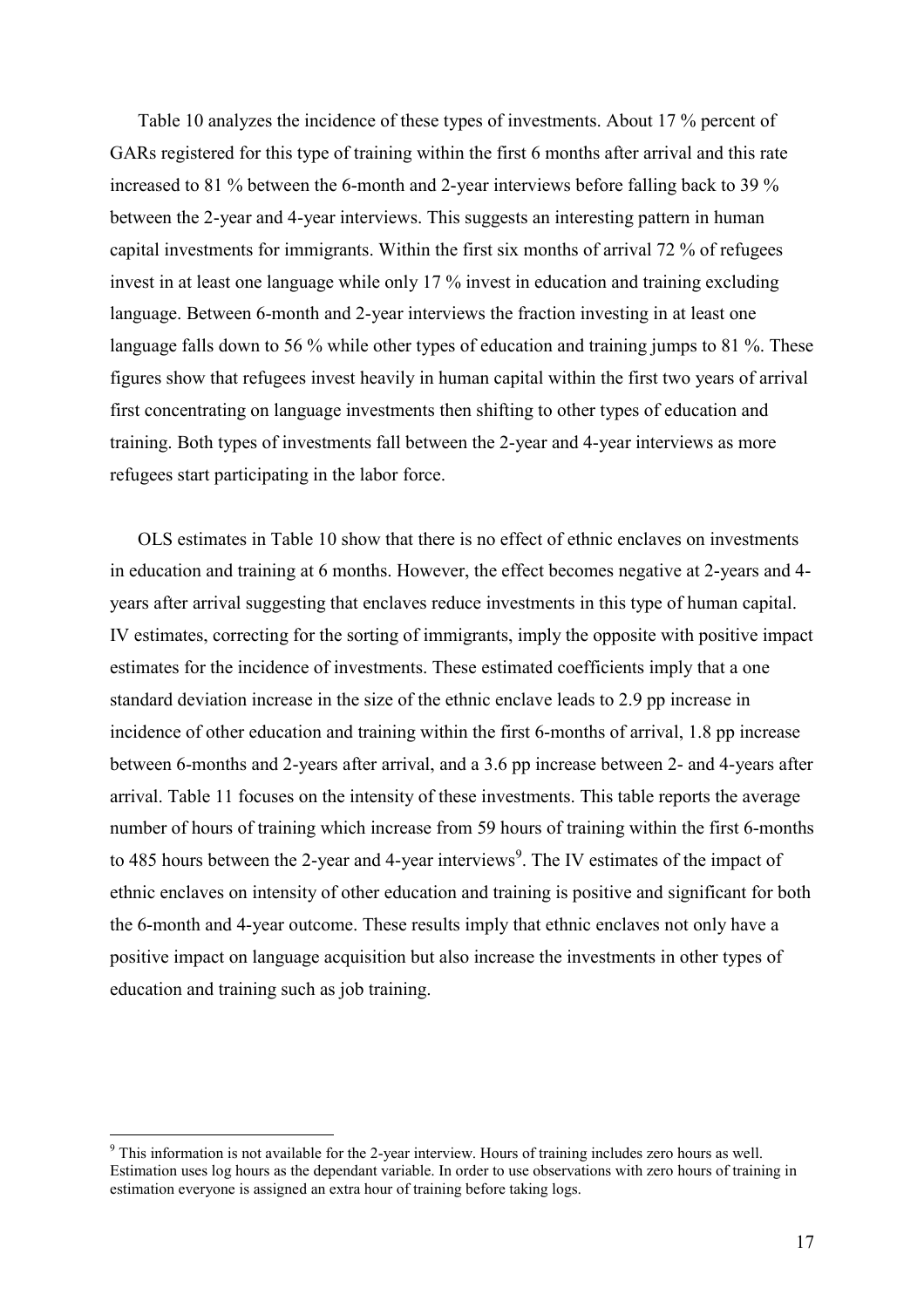Table 10 analyzes the incidence of these types of investments. About 17 % percent of GARs registered for this type of training within the first 6 months after arrival and this rate increased to 81 % between the 6-month and 2-year interviews before falling back to 39 % between the 2-year and 4-year interviews. This suggests an interesting pattern in human capital investments for immigrants. Within the first six months of arrival 72 % of refugees invest in at least one language while only 17 % invest in education and training excluding language. Between 6-month and 2-year interviews the fraction investing in at least one language falls down to 56 % while other types of education and training jumps to 81 %. These figures show that refugees invest heavily in human capital within the first two years of arrival first concentrating on language investments then shifting to other types of education and training. Both types of investments fall between the 2-year and 4-year interviews as more refugees start participating in the labor force.

OLS estimates in Table 10 show that there is no effect of ethnic enclaves on investments in education and training at 6 months. However, the effect becomes negative at 2-years and 4-years after arrival suggesting that enclaves reduce investments in this type of human capital. IV estimates, correcting for the sorting of immigrants, imply the opposite with positive impact estimates for the incidence of investments. These estimated coefficients imply that a one standard deviation increase in the size of the ethnic enclave leads to 2.9 pp increase in incidence of other education and training within the first 6-months of arrival, 1.8 pp increase between 6-months and 2-years after arrival, and a 3.6 pp increase between 2- and 4-years after arrival. Table 11 focuses on the intensity of these investments. This table reports the average number of hours of training which increase from 59 hours of training within the first 6-months to 485 hours between the 2-year and 4-year interviews[9]. The IV estimates of the impact of ethnic enclaves on intensity of other education and training is positive and significant for both the 6-month and 4-year outcome. These results imply that ethnic enclaves not only have a positive impact on language acquisition but also increase the investments in other types of education and training such as job training.

[9] This information is not available for the 2-year interview. Hours of training includes zero hours as well. Estimation uses log hours as the dependant variable. In order to use observations with zero hours of training in estimation everyone is assigned an extra hour of training before taking logs.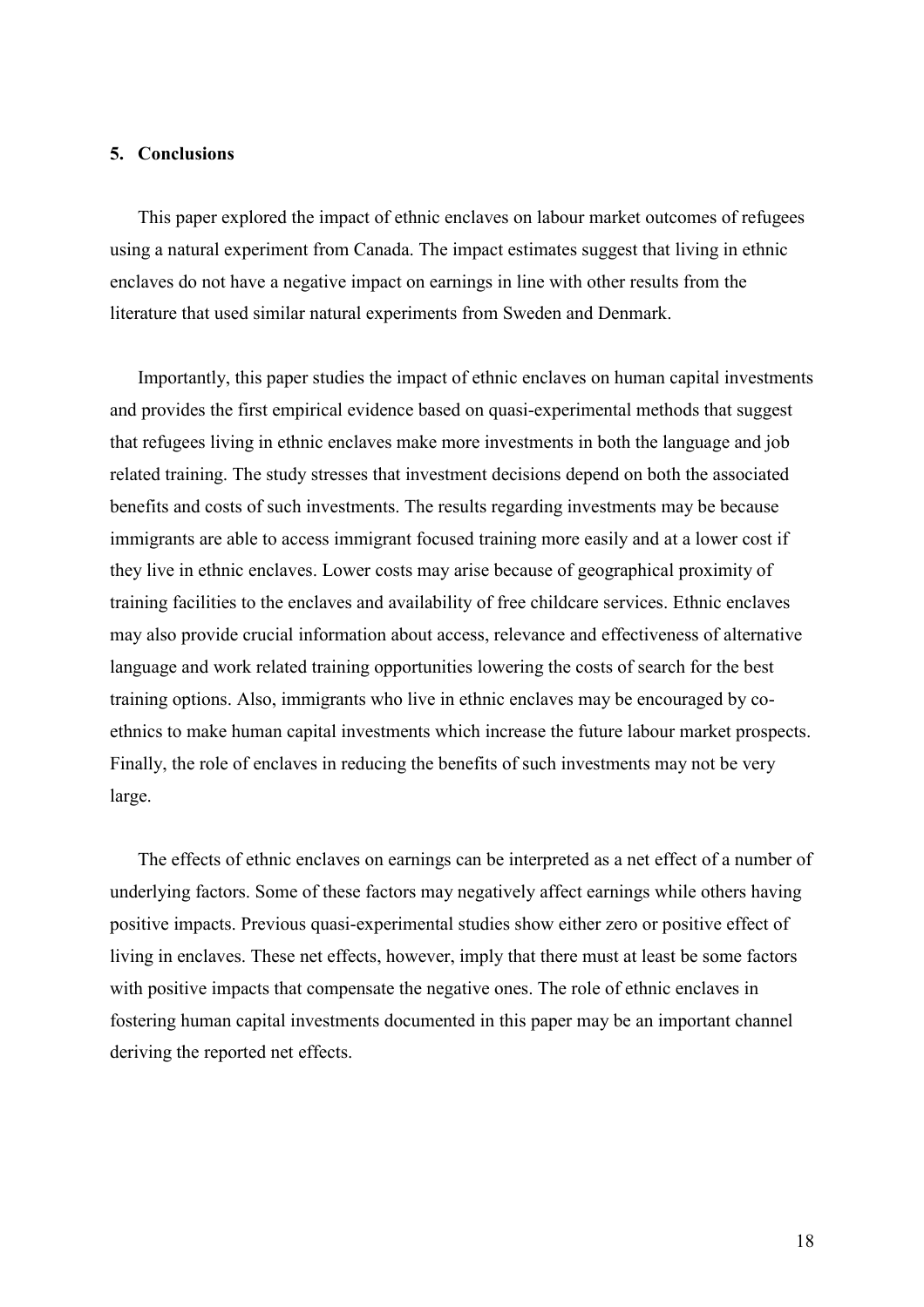## 5. Conclusions

This paper explored the impact of ethnic enclaves on labour market outcomes of refugees using a natural experiment from Canada. The impact estimates suggest that living in ethnic enclaves do not have a negative impact on earnings in line with other results from the literature that used similar natural experiments from Sweden and Denmark.

Importantly, this paper studies the impact of ethnic enclaves on human capital investments and provides the first empirical evidence based on quasi-experimental methods that suggest that refugees living in ethnic enclaves make more investments in both the language and job related training. The study stresses that investment decisions depend on both the associated benefits and costs of such investments. The results regarding investments may be because immigrants are able to access immigrant focused training more easily and at a lower cost if they live in ethnic enclaves. Lower costs may arise because of geographical proximity of training facilities to the enclaves and availability of free childcare services. Ethnic enclaves may also provide crucial information about access, relevance and effectiveness of alternative language and work related training opportunities lowering the costs of search for the best training options. Also, immigrants who live in ethnic enclaves may be encouraged by co-ethnics to make human capital investments which increase the future labour market prospects. Finally, the role of enclaves in reducing the benefits of such investments may not be very large.

The effects of ethnic enclaves on earnings can be interpreted as a net effect of a number of underlying factors. Some of these factors may negatively affect earnings while others having positive impacts. Previous quasi-experimental studies show either zero or positive effect of living in enclaves. These net effects, however, imply that there must at least be some factors with positive impacts that compensate the negative ones. The role of ethnic enclaves in fostering human capital investments documented in this paper may be an important channel deriving the reported net effects.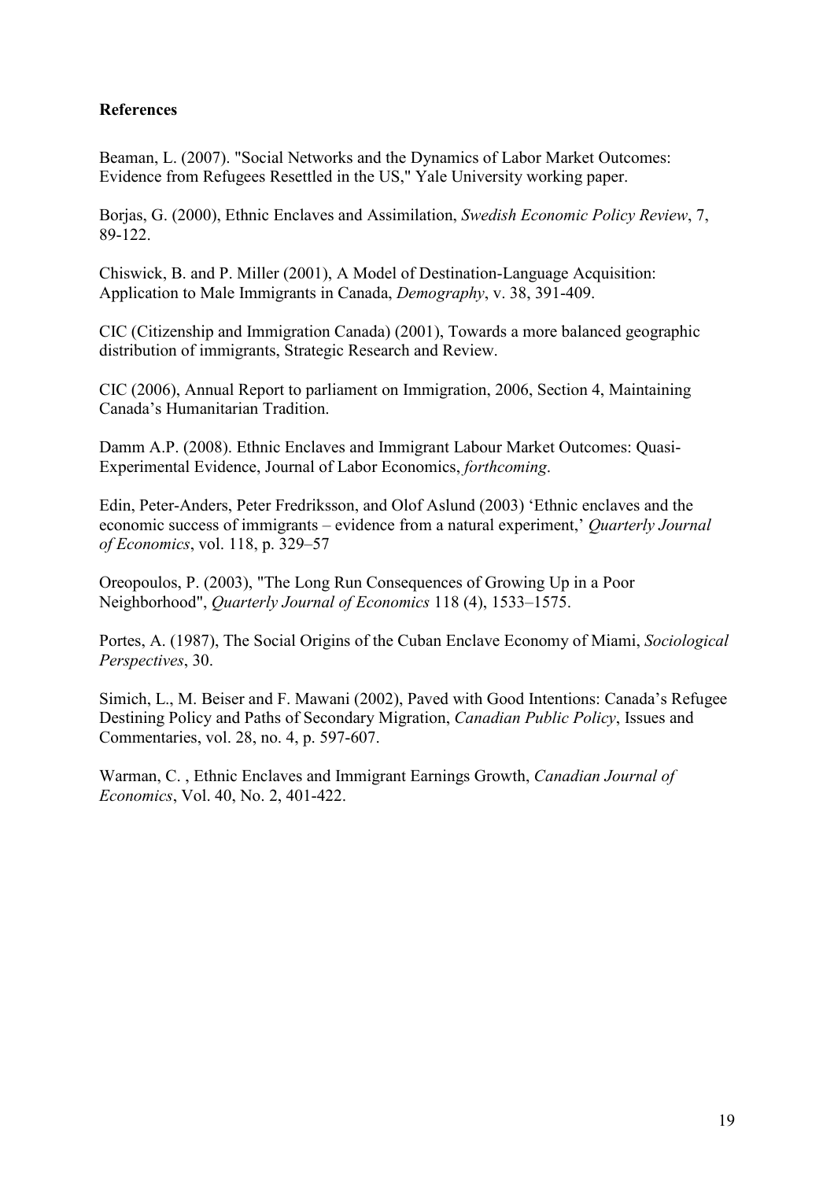**References**

Beaman, L. (2007). "Social Networks and the Dynamics of Labor Market Outcomes: Evidence from Refugees Resettled in the US," Yale University working paper.

Borjas, G. (2000), Ethnic Enclaves and Assimilation, *Swedish Economic Policy Review*, 7, 89-122.

Chiswick, B. and P. Miller (2001), A Model of Destination-Language Acquisition: Application to Male Immigrants in Canada, *Demography*, v. 38, 391-409.

CIC (Citizenship and Immigration Canada) (2001), Towards a more balanced geographic distribution of immigrants, Strategic Research and Review.

CIC (2006), Annual Report to parliament on Immigration, 2006, Section 4, Maintaining Canada's Humanitarian Tradition.

Damm A.P. (2008). Ethnic Enclaves and Immigrant Labour Market Outcomes: Quasi-Experimental Evidence, Journal of Labor Economics, *forthcoming*.

Edin, Peter-Anders, Peter Fredriksson, and Olof Aslund (2003) 'Ethnic enclaves and the economic success of immigrants – evidence from a natural experiment,' *Quarterly Journal of Economics*, vol. 118, p. 329–57

Oreopoulos, P. (2003), "The Long Run Consequences of Growing Up in a Poor Neighborhood", *Quarterly Journal of Economics* 118 (4), 1533–1575.

Portes, A. (1987), The Social Origins of the Cuban Enclave Economy of Miami, *Sociological Perspectives*, 30.

Simich, L., M. Beiser and F. Mawani (2002), Paved with Good Intentions: Canada's Refugee Destining Policy and Paths of Secondary Migration, *Canadian Public Policy*, Issues and Commentaries, vol. 28, no. 4, p. 597-607.

Warman, C. , Ethnic Enclaves and Immigrant Earnings Growth, *Canadian Journal of Economics*, Vol. 40, No. 2, 401-422.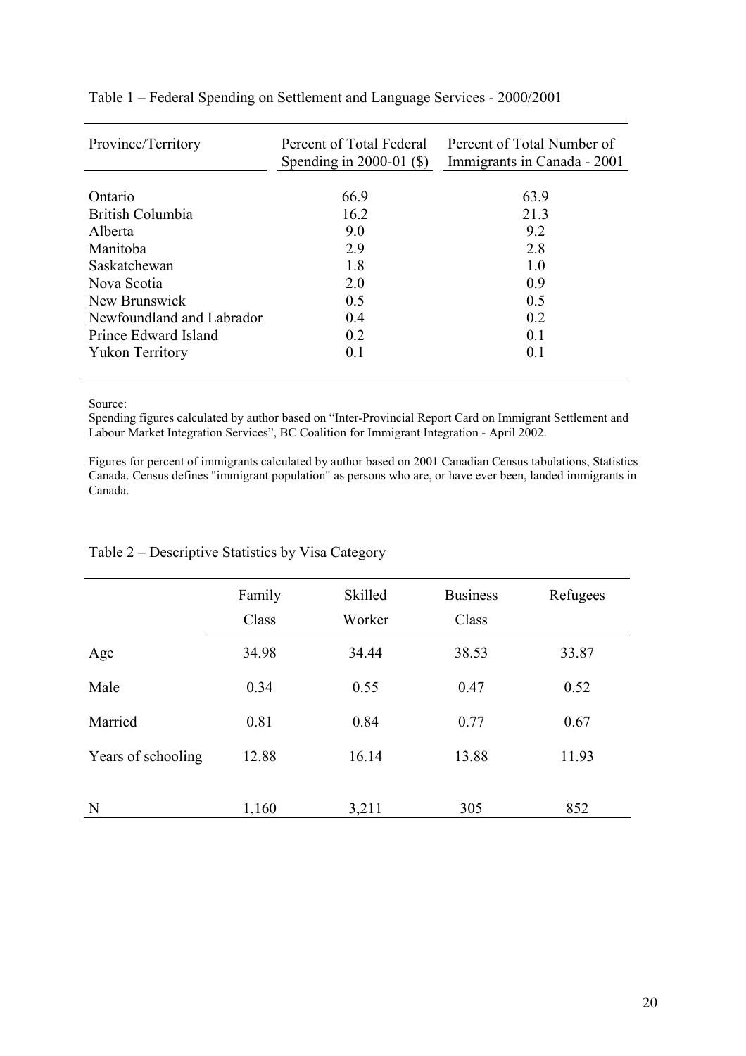Table 1 – Federal Spending on Settlement and Language Services - 2000/2001

| Province/Territory | Percent of Total Federal Spending in 2000-01 ($) | Percent of Total Number of Immigrants in Canada - 2001 |
|---|---|---|
| Ontario | 66.9 | 63.9 |
| British Columbia | 16.2 | 21.3 |
| Alberta | 9.0 | 9.2 |
| Manitoba | 2.9 | 2.8 |
| Saskatchewan | 1.8 | 1.0 |
| Nova Scotia | 2.0 | 0.9 |
| New Brunswick | 0.5 | 0.5 |
| Newfoundland and Labrador | 0.4 | 0.2 |
| Prince Edward Island | 0.2 | 0.1 |
| Yukon Territory | 0.1 | 0.1 |

Source:

Spending figures calculated by author based on "Inter-Provincial Report Card on Immigrant Settlement and Labour Market Integration Services", BC Coalition for Immigrant Integration - April 2002.

Figures for percent of immigrants calculated by author based on 2001 Canadian Census tabulations, Statistics Canada. Census defines "immigrant population" as persons who are, or have ever been, landed immigrants in Canada.

Table 2 – Descriptive Statistics by Visa Category

| | Family Class | Skilled Worker | Business Class | Refugees |
|---|---|---|---|---|
| Age | 34.98 | 34.44 | 38.53 | 33.87 |
| Male | 0.34 | 0.55 | 0.47 | 0.52 |
| Married | 0.81 | 0.84 | 0.77 | 0.67 |
| Years of schooling | 12.88 | 16.14 | 13.88 | 11.93 |
| N | 1,160 | 3,211 | 305 | 852 |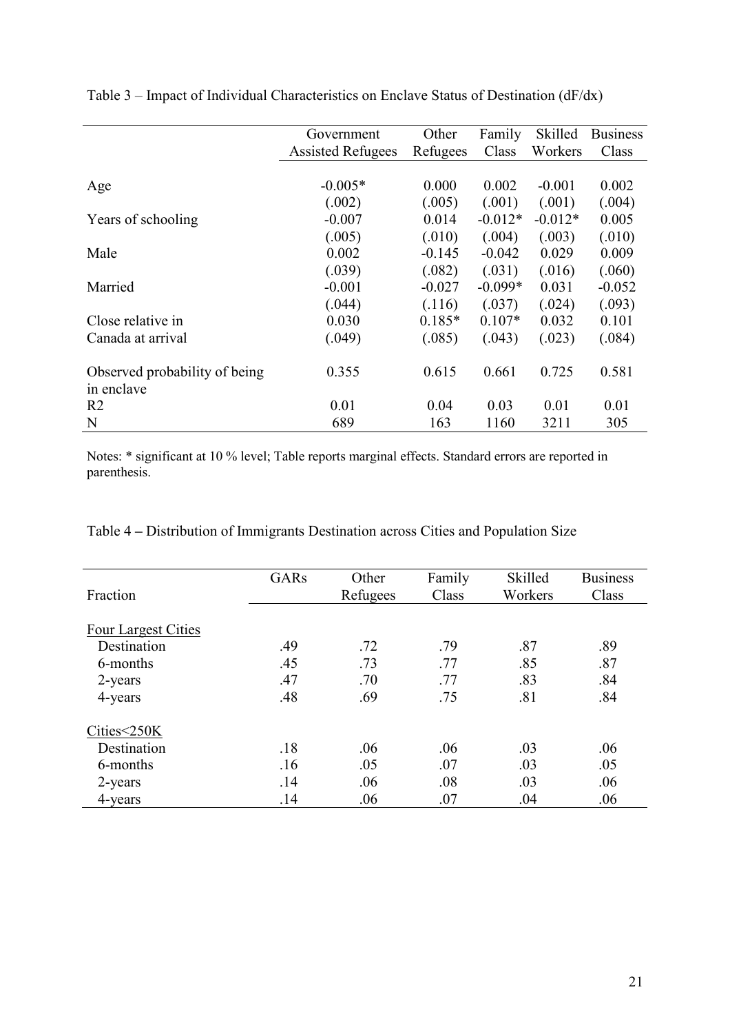Table 3 – Impact of Individual Characteristics on Enclave Status of Destination (dF/dx)

| | Government Assisted Refugees | Other Refugees | Family Class | Skilled Workers | Business Class |
|---|---|---|---|---|---|
| Age | -0.005* | 0.000 | 0.002 | -0.001 | 0.002 |
| | (.002) | (.005) | (.001) | (.001) | (.004) |
| Years of schooling | -0.007 | 0.014 | -0.012* | -0.012* | 0.005 |
| | (.005) | (.010) | (.004) | (.003) | (.010) |
| Male | 0.002 | -0.145 | -0.042 | 0.029 | 0.009 |
| | (.039) | (.082) | (.031) | (.016) | (.060) |
| Married | -0.001 | -0.027 | -0.099* | 0.031 | -0.052 |
| | (.044) | (.116) | (.037) | (.024) | (.093) |
| Close relative in Canada at arrival | 0.030 | 0.185* | 0.107* | 0.032 | 0.101 |
| | (.049) | (.085) | (.043) | (.023) | (.084) |
| Observed probability of being in enclave | 0.355 | 0.615 | 0.661 | 0.725 | 0.581 |
| $R^2$ | 0.01 | 0.04 | 0.03 | 0.01 | 0.01 |
| N | 689 | 163 | 1160 | 3211 | 305 |

Notes: * significant at 10 % level; Table reports marginal effects. Standard errors are reported in parenthesis.

Table 4 – Distribution of Immigrants Destination across Cities and Population Size

| Fraction | GARs | Other Refugees | Family Class | Skilled Workers | Business Class |
|---|---|---|---|---|---|
| Four Largest Cities | | | | | |
| Destination | .49 | .72 | .79 | .87 | .89 |
| 6-months | .45 | .73 | .77 | .85 | .87 |
| 2-years | .47 | .70 | .77 | .83 | .84 |
| 4-years | .48 | .69 | .75 | .81 | .84 |
| Cities<250K | | | | | |
| Destination | .18 | .06 | .06 | .03 | .06 |
| 6-months | .16 | .05 | .07 | .03 | .05 |
| 2-years | .14 | .06 | .08 | .03 | .06 |
| 4-years | .14 | .06 | .07 | .04 | .06 |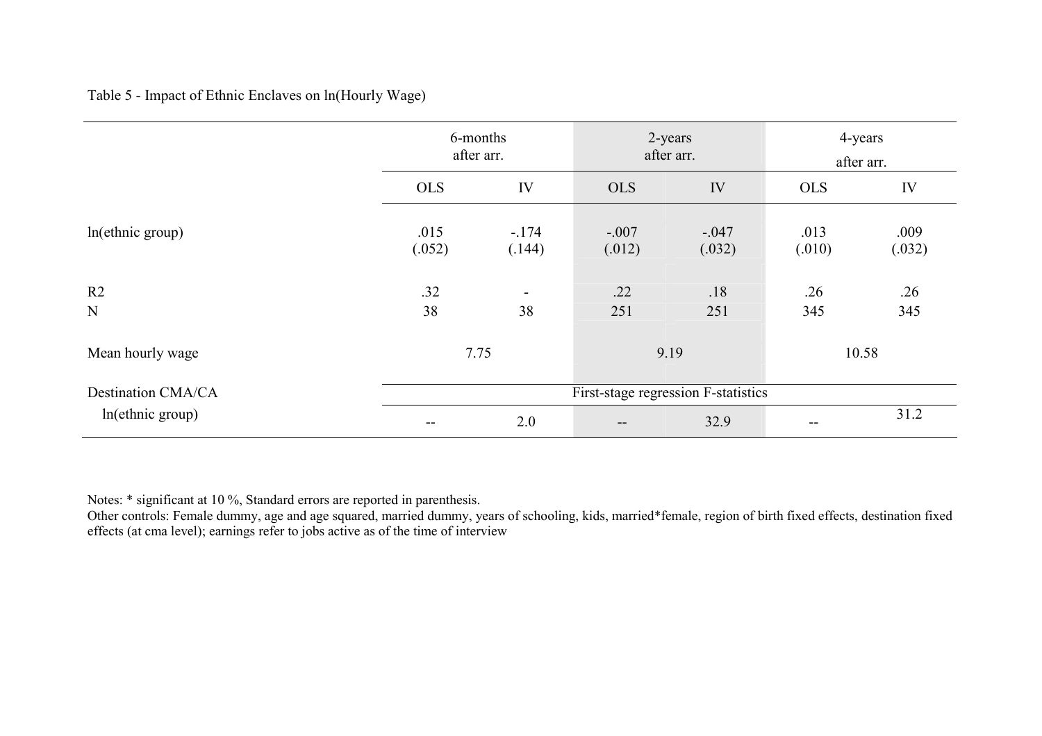Table 5 - Impact of Ethnic Enclaves on ln(Hourly Wage)

| | 6-months after arr. | | 2-years after arr. | | 4-years after arr. | |
|---|---|---|---|---|---|---|
| | OLS | IV | OLS | IV | OLS | IV |
| ln(ethnic group) | .015<br>(.052) | -.174<br>(.144) | -.007<br>(.012) | -.047<br>(.032) | .013<br>(.010) | .009<br>(.032) |
| R2 | .32 | - | .22 | .18 | .26 | .26 |
| N | 38 | 38 | 251 | 251 | 345 | 345 |
| Mean hourly wage | 7.75 | | 9.19 | | 10.58 | |
| Destination CMA/CA | First-stage regression F-statistics | | | | | |
| ln(ethnic group) | -- | 2.0 | -- | 32.9 | -- | 31.2 |

Notes: * significant at 10 %, Standard errors are reported in parenthesis.
Other controls: Female dummy, age and age squared, married dummy, years of schooling, kids, married*female, region of birth fixed effects, destination fixed effects (at cma level); earnings refer to jobs active as of the time of interview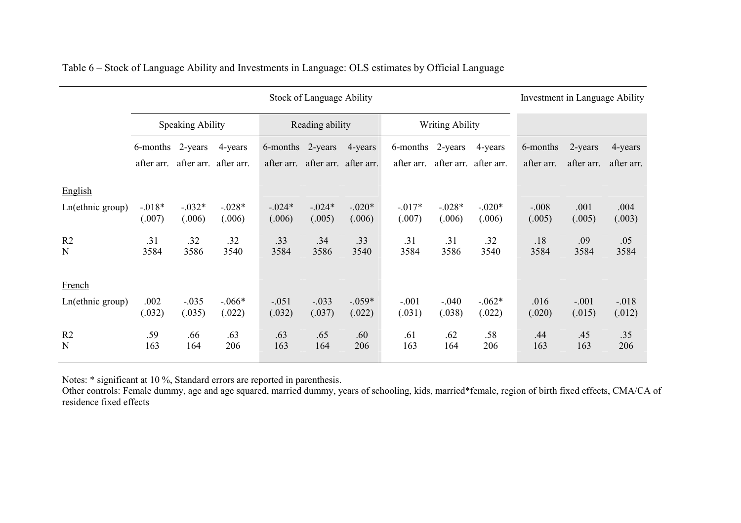Table 6 – Stock of Language Ability and Investments in Language: OLS estimates by Official Language

| | Stock of Language Ability | | | | | | | | | Investment in Language Ability | | |
|---|---|---|---|---|---|---|---|---|---|---|---|---|
| | Speaking Ability | | | Reading ability | | | Writing Ability | | | | | |
| | 6-months after arr. | 2-years after arr. | 4-years after arr. | 6-months after arr. | 2-years after arr. | 4-years after arr. | 6-months after arr. | 2-years after arr. | 4-years after arr. | 6-months after arr. | 2-years after arr. | 4-years after arr. |
| English | | | | | | | | | | | | |
| Ln(ethnic group) | -.018* | -.032* | -.028* | -.024* | -.024* | -.020* | -.017* | -.028* | -.020* | -.008 | .001 | .004 |
| | (.007) | (.006) | (.006) | (.006) | (.005) | (.006) | (.007) | (.006) | (.006) | (.005) | (.005) | (.003) |
| R2 | .31 | .32 | .32 | .33 | .34 | .33 | .31 | .31 | .32 | .18 | .09 | .05 |
| N | 3584 | 3586 | 3540 | 3584 | 3586 | 3540 | 3584 | 3586 | 3540 | 3584 | 3584 | 3584 |
| French | | | | | | | | | | | | |
| Ln(ethnic group) | .002 | -.035 | -.066* | -.051 | -.033 | -.059* | -.001 | -.040 | -.062* | .016 | -.001 | -.018 |
| | (.032) | (.035) | (.022) | (.032) | (.037) | (.022) | (.031) | (.038) | (.022) | (.020) | (.015) | (.012) |
| R2 | .59 | .66 | .63 | .63 | .65 | .60 | .61 | .62 | .58 | .44 | .45 | .35 |
| N | 163 | 164 | 206 | 163 | 164 | 206 | 163 | 164 | 206 | 163 | 163 | 206 |

Notes: * significant at 10 %, Standard errors are reported in parenthesis.
Other controls: Female dummy, age and age squared, married dummy, years of schooling, kids, married*female, region of birth fixed effects, CMA/CA of residence fixed effects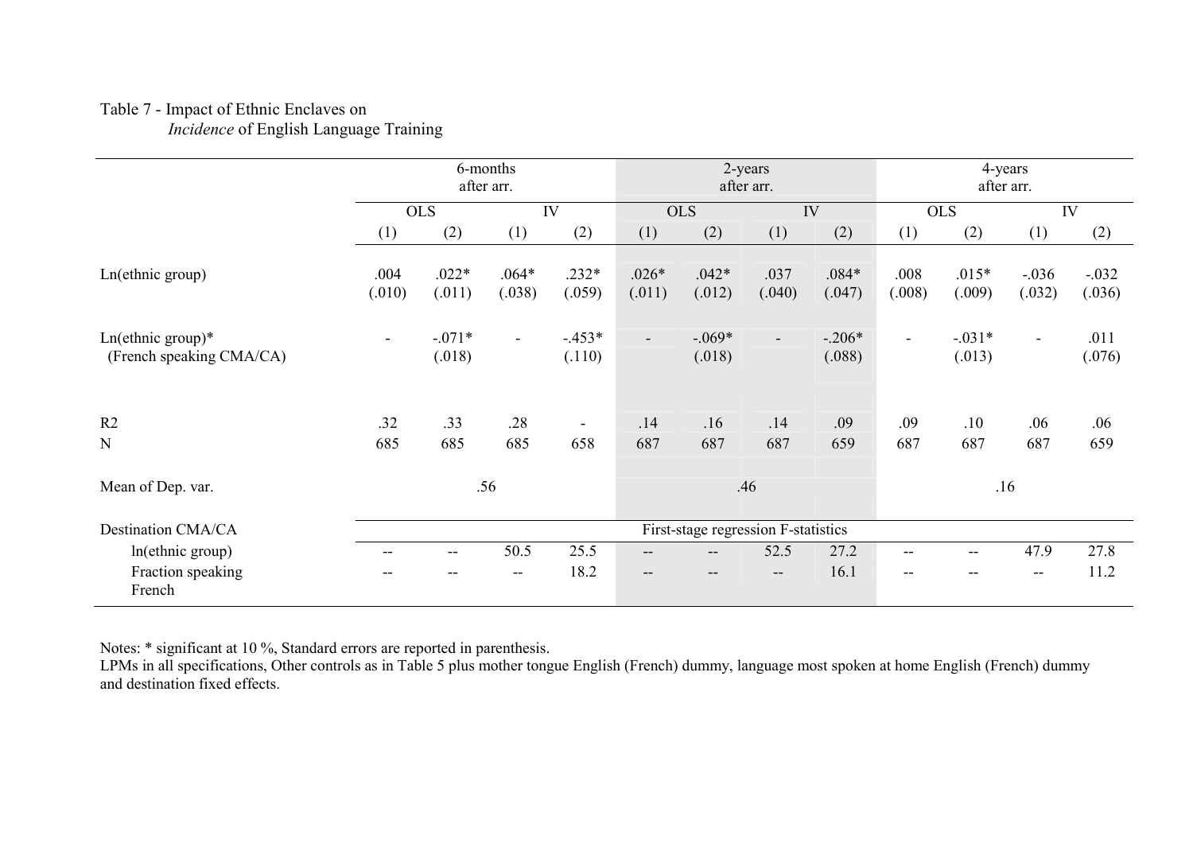Table 7 - Impact of Ethnic Enclaves on *Incidence* of English Language Training

| | 6-months after arr. | | | | 2-years after arr. | | | | 4-years after arr. | | | |
|---|---|---|---|---|---|---|---|---|---|---|---|---|
| | OLS | | IV | | OLS | | IV | | OLS | | IV | |
| | (1) | (2) | (1) | (2) | (1) | (2) | (1) | (2) | (1) | (2) | (1) | (2) |
| Ln(ethnic group) | .004 (.010) | .022* (.011) | .064* (.038) | .232* (.059) | .026* (.011) | .042* (.012) | .037 (.040) | .084* (.047) | .008 (.008) | .015* (.009) | -.036 (.032) | -.032 (.036) |
| Ln(ethnic group)* (French speaking CMA/CA) | - | -.071* (.018) | - | -.453* (.110) | - | -.069* (.018) | - | -.206* (.088) | - | -.031* (.013) | - | .011 (.076) |
| R2 | .32 | .33 | .28 | - | .14 | .16 | .14 | .09 | .09 | .10 | .06 | .06 |
| N | 685 | 685 | 685 | 658 | 687 | 687 | 687 | 659 | 687 | 687 | 687 | 659 |
| Mean of Dep. var. | .56 | | | | .46 | | | | .16 | | | |
| Destination CMA/CA | First-stage regression F-statistics | | | | | | | | | | | |
| ln(ethnic group) | -- | -- | 50.5 | 25.5 | -- | -- | 52.5 | 27.2 | -- | -- | 47.9 | 27.8 |
| Fraction speaking French | -- | -- | -- | 18.2 | -- | -- | -- | 16.1 | -- | -- | -- | 11.2 |

Notes: * significant at 10 %, Standard errors are reported in parenthesis.
LPMs in all specifications, Other controls as in Table 5 plus mother tongue English (French) dummy, language most spoken at home English (French) dummy and destination fixed effects.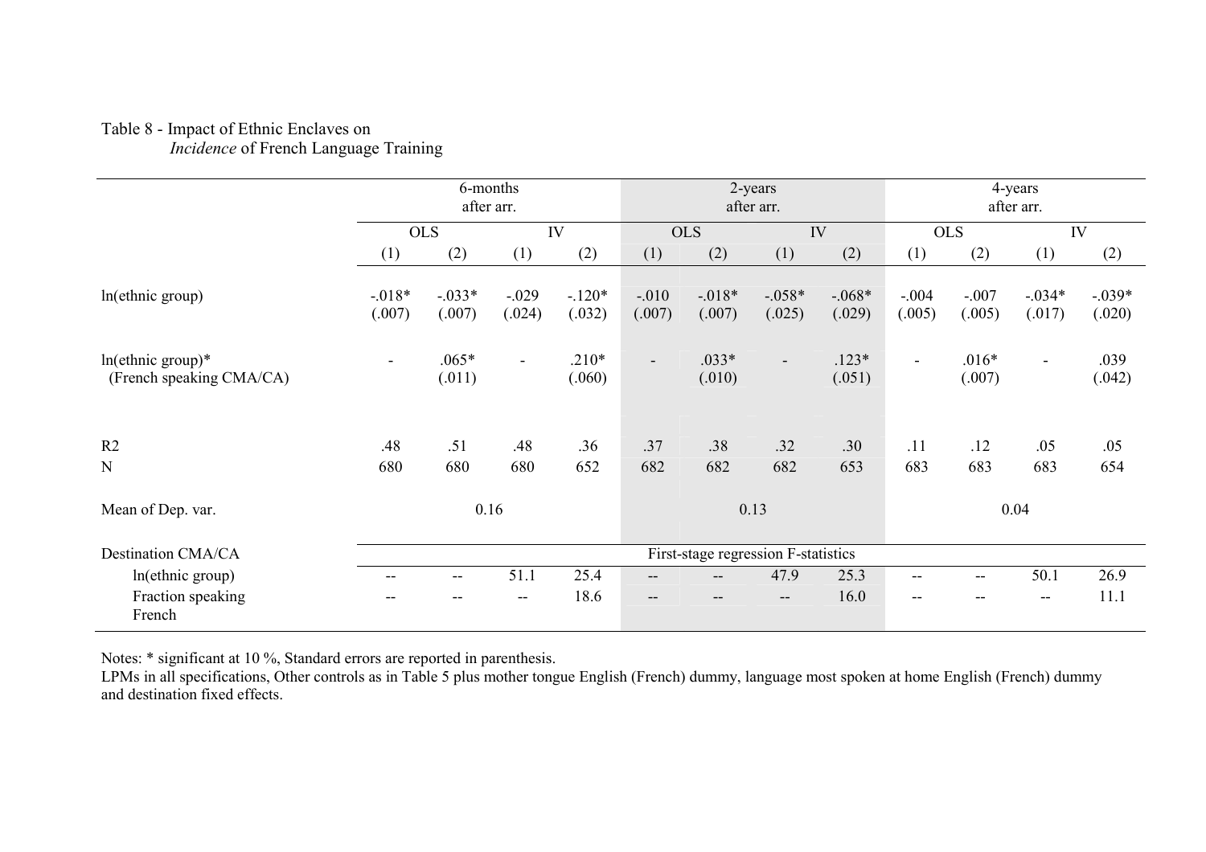Table 8 - Impact of Ethnic Enclaves on
*Incidence* of French Language Training

| | 6-months after arr. | | | | 2-years after arr. | | | | 4-years after arr. | | | |
|---|---|---|---|---|---|---|---|---|---|---|---|---|
| | OLS | | IV | | OLS | | IV | | OLS | | IV | |
| | (1) | (2) | (1) | (2) | (1) | (2) | (1) | (2) | (1) | (2) | (1) | (2) |
| ln(ethnic group) | -.018* (.007) | -.033* (.007) | -.029 (.024) | -.120* (.032) | -.010 (.007) | -.018* (.007) | -.058* (.025) | -.068* (.029) | -.004 (.005) | -.007 (.005) | -.034* (.017) | -.039* (.020) |
| ln(ethnic group)* (French speaking CMA/CA) | - | .065* (.011) | - | .210* (.060) | - | .033* (.010) | - | .123* (.051) | - | .016* (.007) | - | .039 (.042) |
| $R^2$ | .48 | .51 | .48 | .36 | .37 | .38 | .32 | .30 | .11 | .12 | .05 | .05 |
| N | 680 | 680 | 680 | 652 | 682 | 682 | 682 | 653 | 683 | 683 | 683 | 654 |
| Mean of Dep. var. | 0.16 | | | | 0.13 | | | | 0.04 | | | |
| Destination CMA/CA | First-stage regression F-statistics | | | | | | | | | | | |
| ln(ethnic group) | -- | -- | 51.1 | 25.4 | -- | -- | 47.9 | 25.3 | -- | -- | 50.1 | 26.9 |
| Fraction speaking French | -- | -- | -- | 18.6 | -- | -- | -- | 16.0 | -- | -- | -- | 11.1 |

Notes: * significant at 10 %, Standard errors are reported in parenthesis.
LPMs in all specifications, Other controls as in Table 5 plus mother tongue English (French) dummy, language most spoken at home English (French) dummy and destination fixed effects.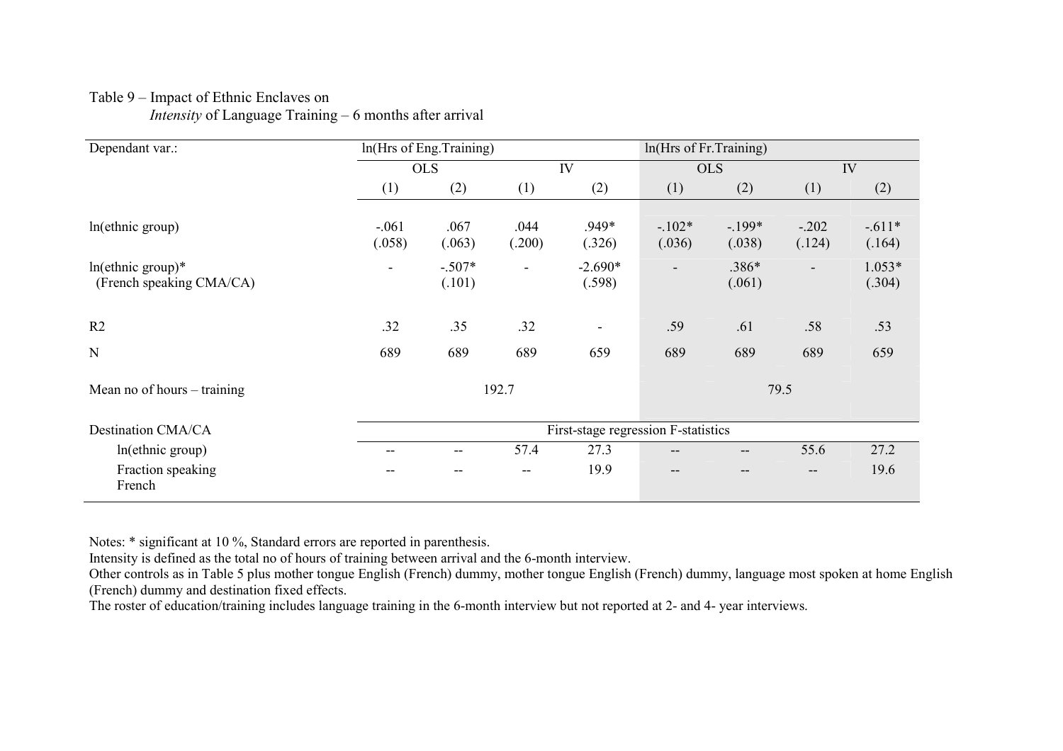Table 9 – Impact of Ethnic Enclaves on
*Intensity* of Language Training – 6 months after arrival

| Dependant var.: | ln(Hrs of Eng.Training) | | | | ln(Hrs of Fr.Training) | | | |
|---|---|---|---|---|---|---|---|---|
| | OLS | | IV | | OLS | | IV | |
| | (1) | (2) | (1) | (2) | (1) | (2) | (1) | (2) |
| ln(ethnic group) | -.061 (.058) | .067 (.063) | .044 (.200) | .949* (.326) | -.102* (.036) | -.199* (.038) | -.202 (.124) | -.611* (.164) |
| ln(ethnic group)* (French speaking CMA/CA) | - | -.507* (.101) | - | -2.690* (.598) | - | .386* (.061) | - | 1.053* (.304) |
| R2 | .32 | .35 | .32 | - | .59 | .61 | .58 | .53 |
| N | 689 | 689 | 689 | 659 | 689 | 689 | 689 | 659 |
| Mean no of hours – training | 192.7 | | | | 79.5 | | | |
| Destination CMA/CA | First-stage regression F-statistics | | | | | | | |
| ln(ethnic group) | -- | -- | 57.4 | 27.3 | -- | -- | 55.6 | 27.2 |
| Fraction speaking French | -- | -- | -- | 19.9 | -- | -- | -- | 19.6 |

Notes: * significant at 10 %, Standard errors are reported in parenthesis.
Intensity is defined as the total no of hours of training between arrival and the 6-month interview.
Other controls as in Table 5 plus mother tongue English (French) dummy, mother tongue English (French) dummy, language most spoken at home English (French) dummy and destination fixed effects.
The roster of education/training includes language training in the 6-month interview but not reported at 2- and 4- year interviews.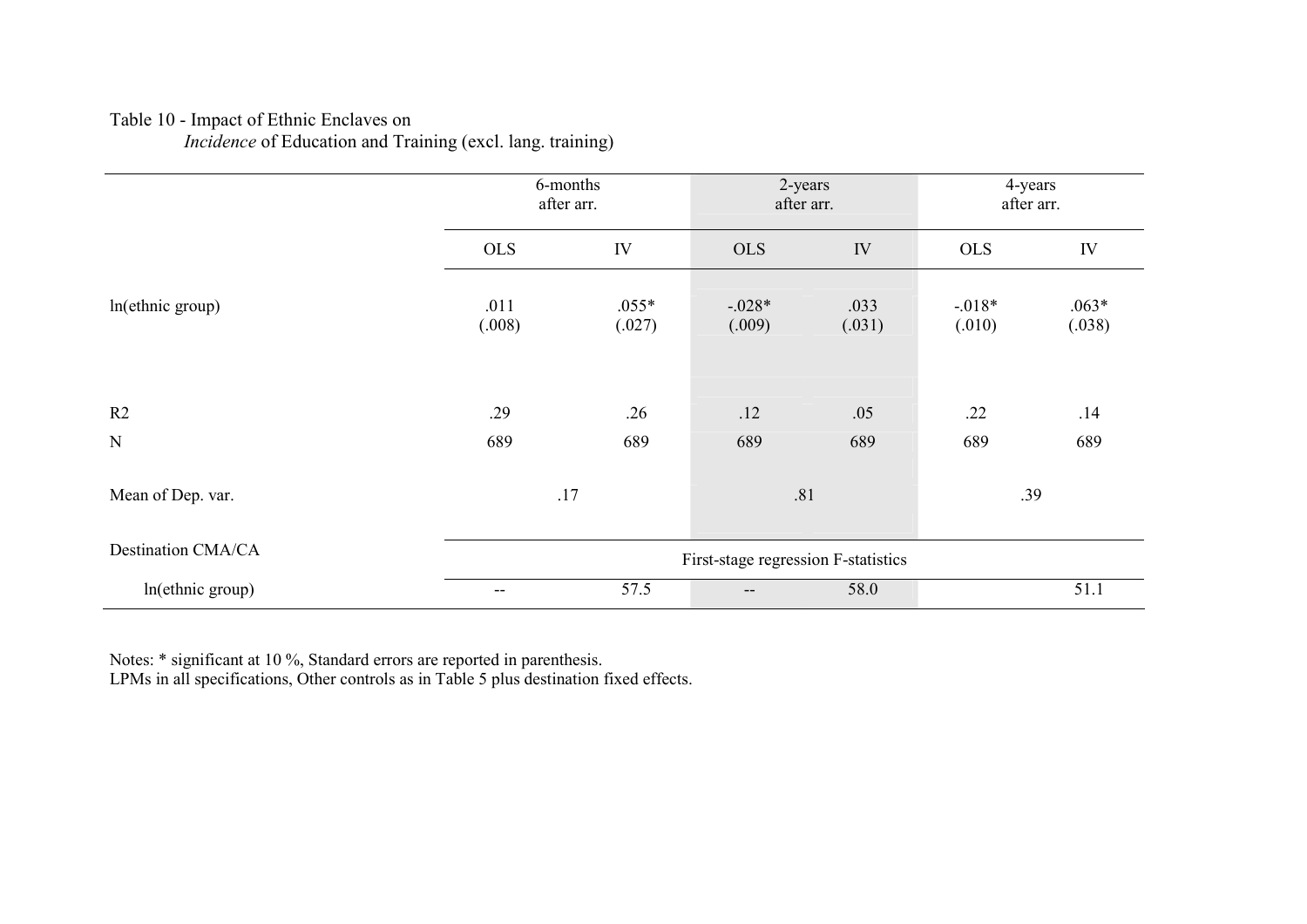Table 10 - Impact of Ethnic Enclaves on *Incidence* of Education and Training (excl. lang. training)

| | 6-months after arr. | | 2-years after arr. | | 4-years after arr. | |
|---|---|---|---|---|---|---|
| | OLS | IV | OLS | IV | OLS | IV |
| ln(ethnic group) | .011<br>(.008) | .055*<br>(.027) | -.028*<br>(.009) | .033<br>(.031) | -.018*<br>(.010) | .063*<br>(.038) |
| R2 | .29 | .26 | .12 | .05 | .22 | .14 |
| N | 689 | 689 | 689 | 689 | 689 | 689 |
| Mean of Dep. var. | .17 | | .81 | | .39 | |
| Destination CMA/CA | First-stage regression F-statistics | | | | | |
| ln(ethnic group) | -- | 57.5 | -- | 58.0 | | 51.1 |

Notes: * significant at 10 %, Standard errors are reported in parenthesis.
LPMs in all specifications, Other controls as in Table 5 plus destination fixed effects.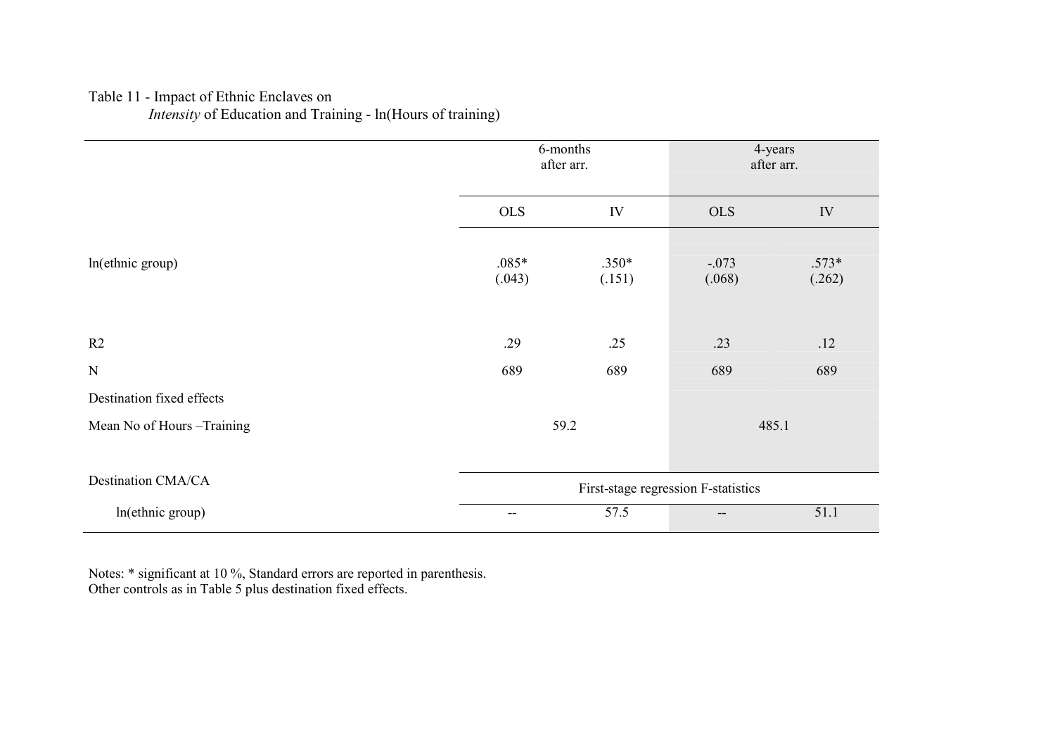Table 11 - Impact of Ethnic Enclaves on
*Intensity* of Education and Training - ln(Hours of training)

| | 6-months after arr. | | 4-years after arr. | |
|---|---|---|---|---|
| | OLS | IV | OLS | IV |
| ln(ethnic group) | .085* (.043) | .350* (.151) | -.073 (.068) | .573* (.262) |
| R2 | .29 | .25 | .23 | .12 |
| N | 689 | 689 | 689 | 689 |
| Destination fixed effects | | | | |
| Mean No of Hours –Training | 59.2 | | 485.1 | |
| Destination CMA/CA | First-stage regression F-statistics | | | |
| ln(ethnic group) | -- | 57.5 | -- | 51.1 |

Notes: * significant at 10 %, Standard errors are reported in parenthesis.
Other controls as in Table 5 plus destination fixed effects.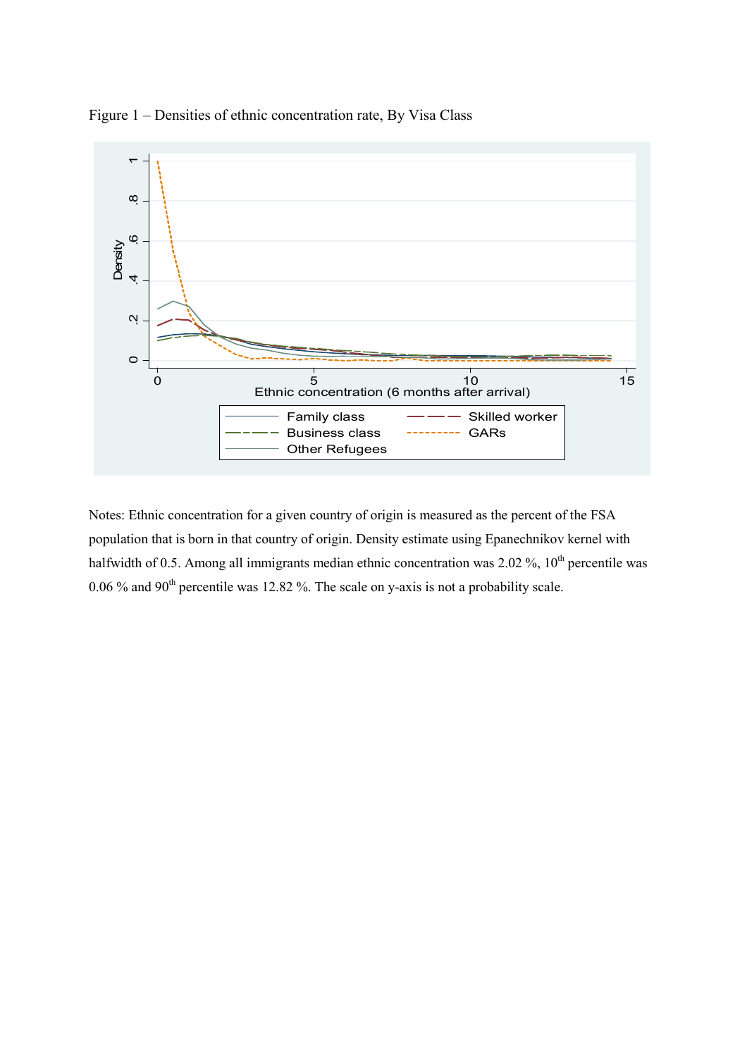Figure 1 – Densities of ethnic concentration rate, By Visa Class

Density

0
.2
.4
.6
.8
1

0
5
10
15

Ethnic concentration (6 months after arrival)

Family class
Skilled worker
Business class
GARs
Other Refugees

Notes: Ethnic concentration for a given country of origin is measured as the percent of the FSA population that is born in that country of origin. Density estimate using Epanechnikov kernel with halfwidth of 0.5. Among all immigrants median ethnic concentration was 2.02 %, 10th percentile was 0.06 % and 90th percentile was 12.82 %. The scale on y-axis is not a probability scale.